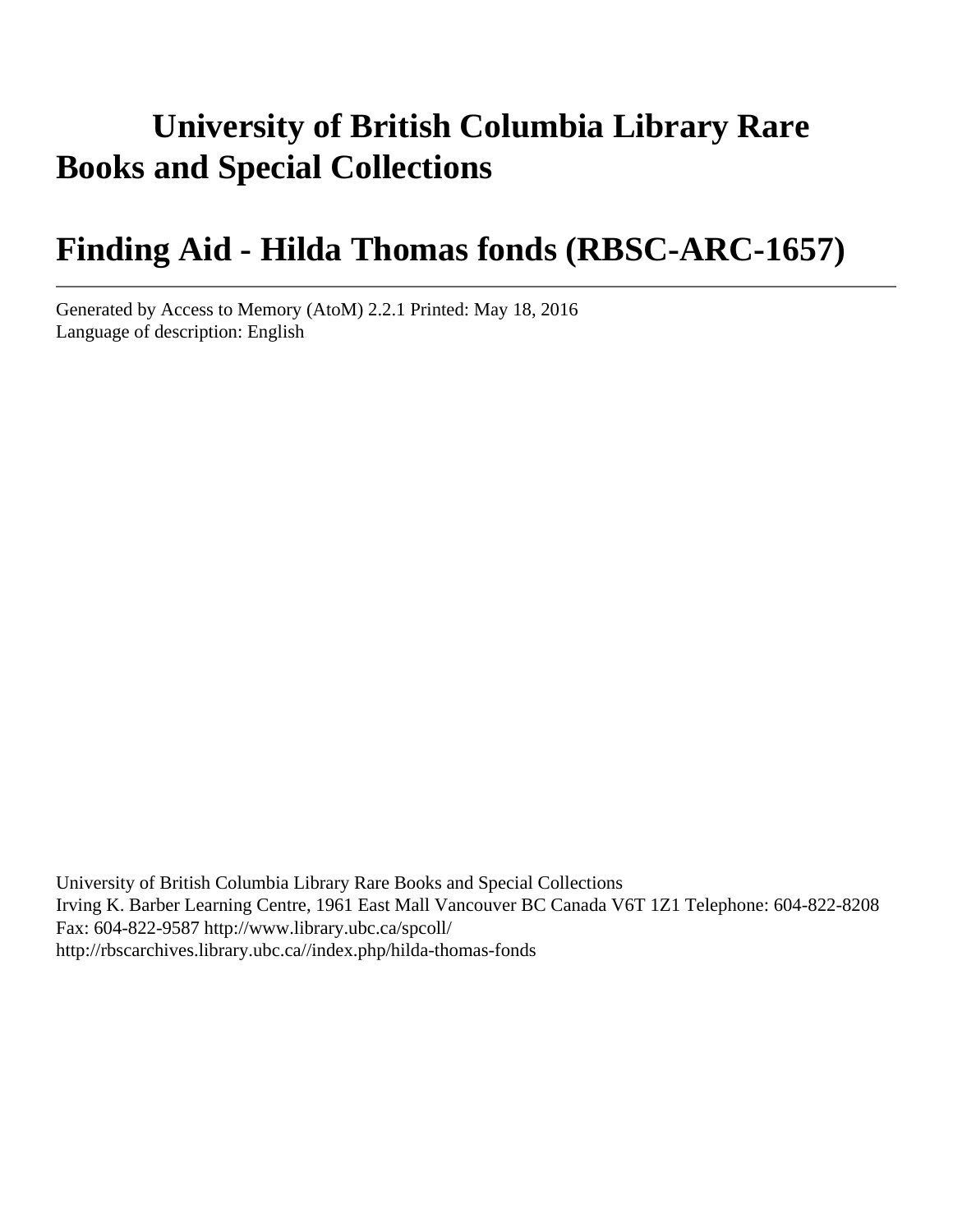# University of British Columbia Library Rare Books and Special Collections

# Finding Aid - Hilda Thomas fonds (RBSC-ARC-1657)

Generated by Access to Memory (AtoM) 2.2.1 Printed: May 18, 2016
Language of description: English

University of British Columbia Library Rare Books and Special Collections
Irving K. Barber Learning Centre, 1961 East Mall Vancouver BC Canada V6T 1Z1 Telephone: 604-822-8208
Fax: 604-822-9587 http://www.library.ubc.ca/spcoll/
http://rbscarchives.library.ubc.ca//index.php/hilda-thomas-fonds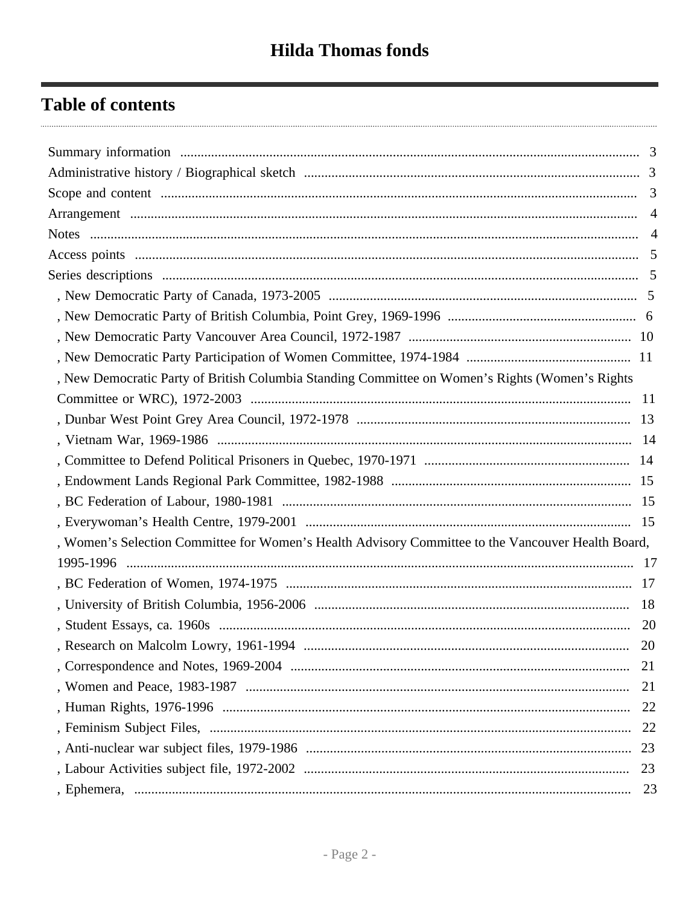# Hilda Thomas fonds

## Table of contents

- Summary information .... 3
- Administrative history / Biographical sketch .... 3
- Scope and content .... 3
- Arrangement .... 4
- Notes .... 4
- Access points .... 5
- Series descriptions .... 5
  - , New Democratic Party of Canada, 1973-2005 .... 5
  - , New Democratic Party of British Columbia, Point Grey, 1969-1996 .... 6
  - , New Democratic Party Vancouver Area Council, 1972-1987 .... 10
  - , New Democratic Party Participation of Women Committee, 1974-1984 .... 11
  - , New Democratic Party of British Columbia Standing Committee on Women's Rights (Women's Rights Committee or WRC), 1972-2003 .... 11
  - , Dunbar West Point Grey Area Council, 1972-1978 .... 13
  - , Vietnam War, 1969-1986 .... 14
  - , Committee to Defend Political Prisoners in Quebec, 1970-1971 .... 14
  - , Endowment Lands Regional Park Committee, 1982-1988 .... 15
  - , BC Federation of Labour, 1980-1981 .... 15
  - , Everywoman's Health Centre, 1979-2001 .... 15
  - , Women's Selection Committee for Women's Health Advisory Committee to the Vancouver Health Board, 1995-1996 .... 17
  - , BC Federation of Women, 1974-1975 .... 17
  - , University of British Columbia, 1956-2006 .... 18
  - , Student Essays, ca. 1960s .... 20
  - , Research on Malcolm Lowry, 1961-1994 .... 20
  - , Correspondence and Notes, 1969-2004 .... 21
  - , Women and Peace, 1983-1987 .... 21
  - , Human Rights, 1976-1996 .... 22
  - , Feminism Subject Files, .... 22
  - , Anti-nuclear war subject files, 1979-1986 .... 23
  - , Labour Activities subject file, 1972-2002 .... 23
  - , Ephemera, .... 23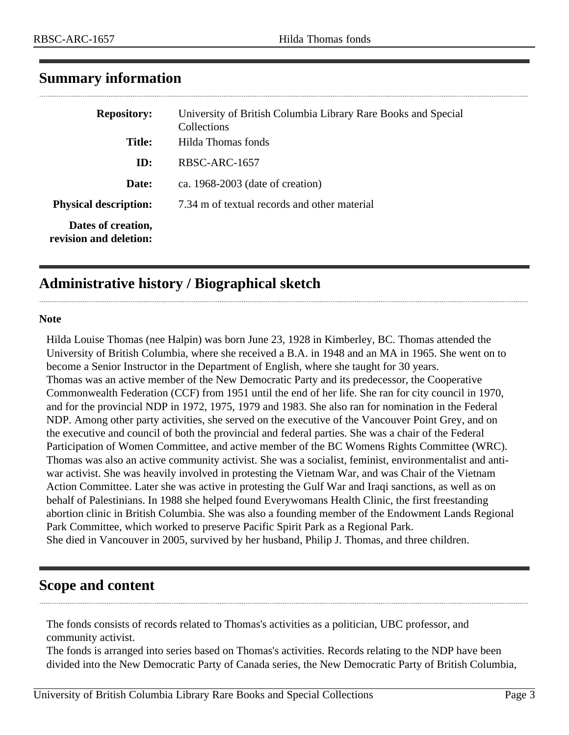## Summary information

| | |
|---|---|
| **Repository:** | University of British Columbia Library Rare Books and Special Collections |
| **Title:** | Hilda Thomas fonds |
| **ID:** | RBSC-ARC-1657 |
| **Date:** | ca. 1968-2003 (date of creation) |
| **Physical description:** | 7.34 m of textual records and other material |
| **Dates of creation, revision and deletion:** | |

## Administrative history / Biographical sketch

**Note**

Hilda Louise Thomas (nee Halpin) was born June 23, 1928 in Kimberley, BC. Thomas attended the University of British Columbia, where she received a B.A. in 1948 and an MA in 1965. She went on to become a Senior Instructor in the Department of English, where she taught for 30 years.
Thomas was an active member of the New Democratic Party and its predecessor, the Cooperative Commonwealth Federation (CCF) from 1951 until the end of her life. She ran for city council in 1970, and for the provincial NDP in 1972, 1975, 1979 and 1983. She also ran for nomination in the Federal NDP. Among other party activities, she served on the executive of the Vancouver Point Grey, and on the executive and council of both the provincial and federal parties. She was a chair of the Federal Participation of Women Committee, and active member of the BC Womens Rights Committee (WRC). Thomas was also an active community activist. She was a socialist, feminist, environmentalist and anti-war activist. She was heavily involved in protesting the Vietnam War, and was Chair of the Vietnam Action Committee. Later she was active in protesting the Gulf War and Iraqi sanctions, as well as on behalf of Palestinians. In 1988 she helped found Everywomans Health Clinic, the first freestanding abortion clinic in British Columbia. She was also a founding member of the Endowment Lands Regional Park Committee, which worked to preserve Pacific Spirit Park as a Regional Park.
She died in Vancouver in 2005, survived by her husband, Philip J. Thomas, and three children.

## Scope and content

The fonds consists of records related to Thomas's activities as a politician, UBC professor, and community activist.
The fonds is arranged into series based on Thomas's activities. Records relating to the NDP have been divided into the New Democratic Party of Canada series, the New Democratic Party of British Columbia,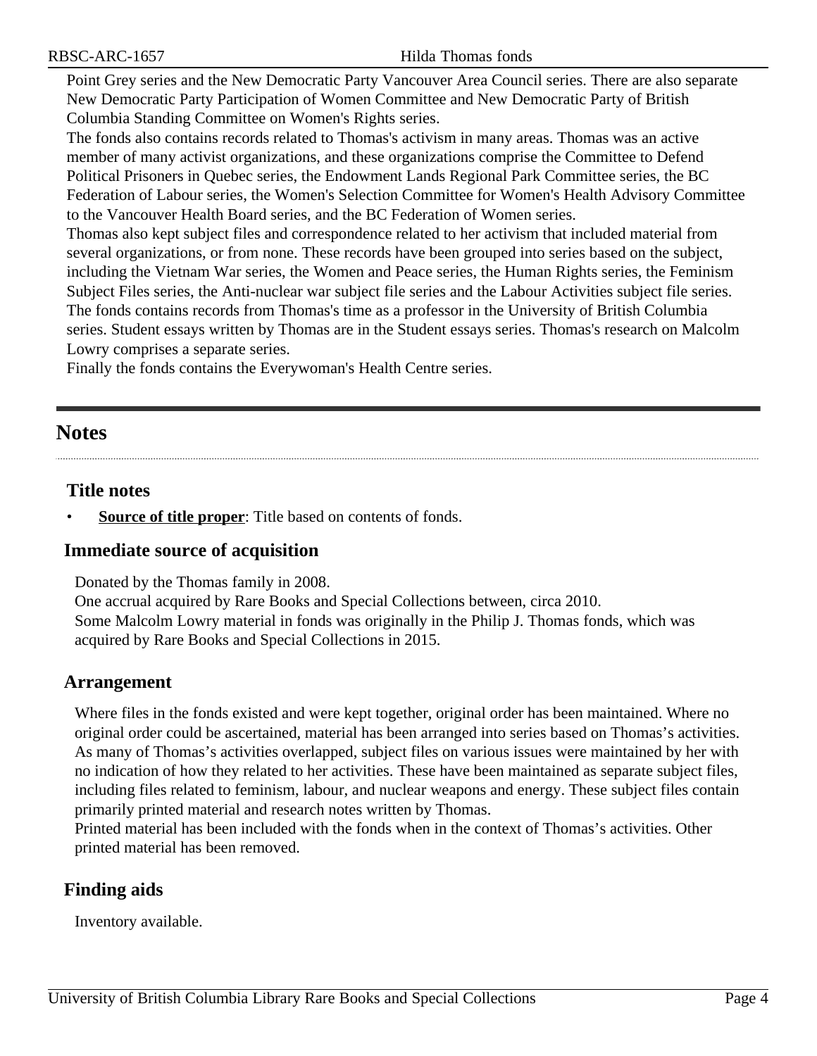Point Grey series and the New Democratic Party Vancouver Area Council series. There are also separate New Democratic Party Participation of Women Committee and New Democratic Party of British Columbia Standing Committee on Women's Rights series.
The fonds also contains records related to Thomas's activism in many areas. Thomas was an active member of many activist organizations, and these organizations comprise the Committee to Defend Political Prisoners in Quebec series, the Endowment Lands Regional Park Committee series, the BC Federation of Labour series, the Women's Selection Committee for Women's Health Advisory Committee to the Vancouver Health Board series, and the BC Federation of Women series.
Thomas also kept subject files and correspondence related to her activism that included material from several organizations, or from none. These records have been grouped into series based on the subject, including the Vietnam War series, the Women and Peace series, the Human Rights series, the Feminism Subject Files series, the Anti-nuclear war subject file series and the Labour Activities subject file series.
The fonds contains records from Thomas's time as a professor in the University of British Columbia series. Student essays written by Thomas are in the Student essays series. Thomas's research on Malcolm Lowry comprises a separate series.
Finally the fonds contains the Everywoman's Health Centre series.

## Notes

### Title notes

- **Source of title proper**: Title based on contents of fonds.

### Immediate source of acquisition

Donated by the Thomas family in 2008.
One accrual acquired by Rare Books and Special Collections between, circa 2010.
Some Malcolm Lowry material in fonds was originally in the Philip J. Thomas fonds, which was acquired by Rare Books and Special Collections in 2015.

### Arrangement

Where files in the fonds existed and were kept together, original order has been maintained. Where no original order could be ascertained, material has been arranged into series based on Thomas's activities. As many of Thomas's activities overlapped, subject files on various issues were maintained by her with no indication of how they related to her activities. These have been maintained as separate subject files, including files related to feminism, labour, and nuclear weapons and energy. These subject files contain primarily printed material and research notes written by Thomas.
Printed material has been included with the fonds when in the context of Thomas's activities. Other printed material has been removed.

### Finding aids

Inventory available.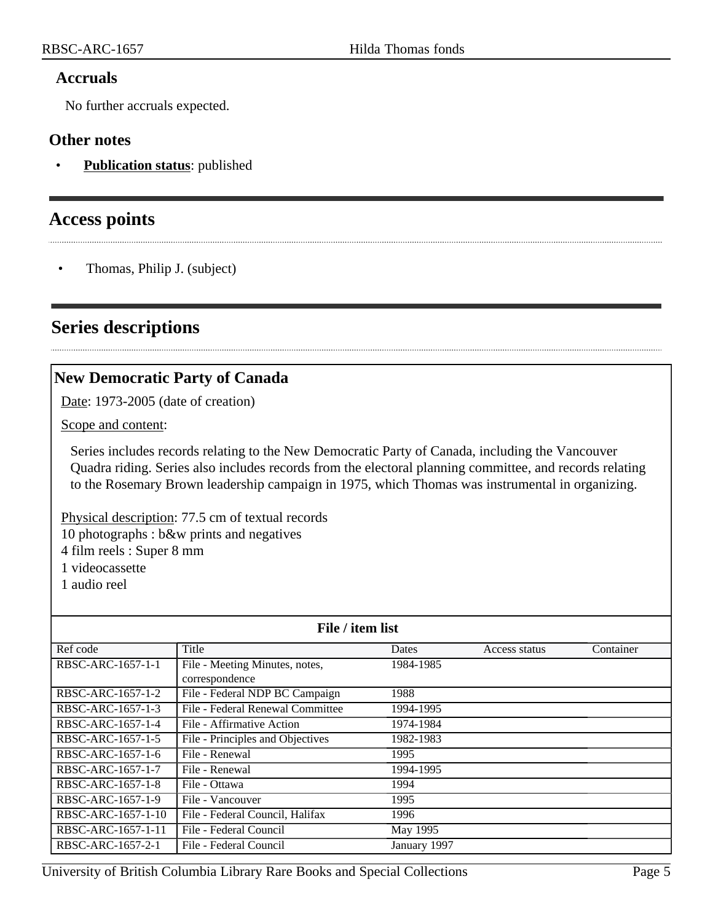### Accruals

No further accruals expected.

### Other notes

- **Publication status**: published

## Access points

- Thomas, Philip J. (subject)

## Series descriptions

### New Democratic Party of Canada

Date: 1973-2005 (date of creation)

Scope and content:

Series includes records relating to the New Democratic Party of Canada, including the Vancouver Quadra riding. Series also includes records from the electoral planning committee, and records relating to the Rosemary Brown leadership campaign in 1975, which Thomas was instrumental in organizing.

Physical description: 77.5 cm of textual records
10 photographs : b&w prints and negatives
4 film reels : Super 8 mm
1 videocassette
1 audio reel

**File / item list**

| Ref code | Title | Dates | Access status | Container |
|---|---|---|---|---|
| RBSC-ARC-1657-1-1 | File - Meeting Minutes, notes, correspondence | 1984-1985 | | |
| RBSC-ARC-1657-1-2 | File - Federal NDP BC Campaign | 1988 | | |
| RBSC-ARC-1657-1-3 | File - Federal Renewal Committee | 1994-1995 | | |
| RBSC-ARC-1657-1-4 | File - Affirmative Action | 1974-1984 | | |
| RBSC-ARC-1657-1-5 | File - Principles and Objectives | 1982-1983 | | |
| RBSC-ARC-1657-1-6 | File - Renewal | 1995 | | |
| RBSC-ARC-1657-1-7 | File - Renewal | 1994-1995 | | |
| RBSC-ARC-1657-1-8 | File - Ottawa | 1994 | | |
| RBSC-ARC-1657-1-9 | File - Vancouver | 1995 | | |
| RBSC-ARC-1657-1-10 | File - Federal Council, Halifax | 1996 | | |
| RBSC-ARC-1657-1-11 | File - Federal Council | May 1995 | | |
| RBSC-ARC-1657-2-1 | File - Federal Council | January 1997 | | |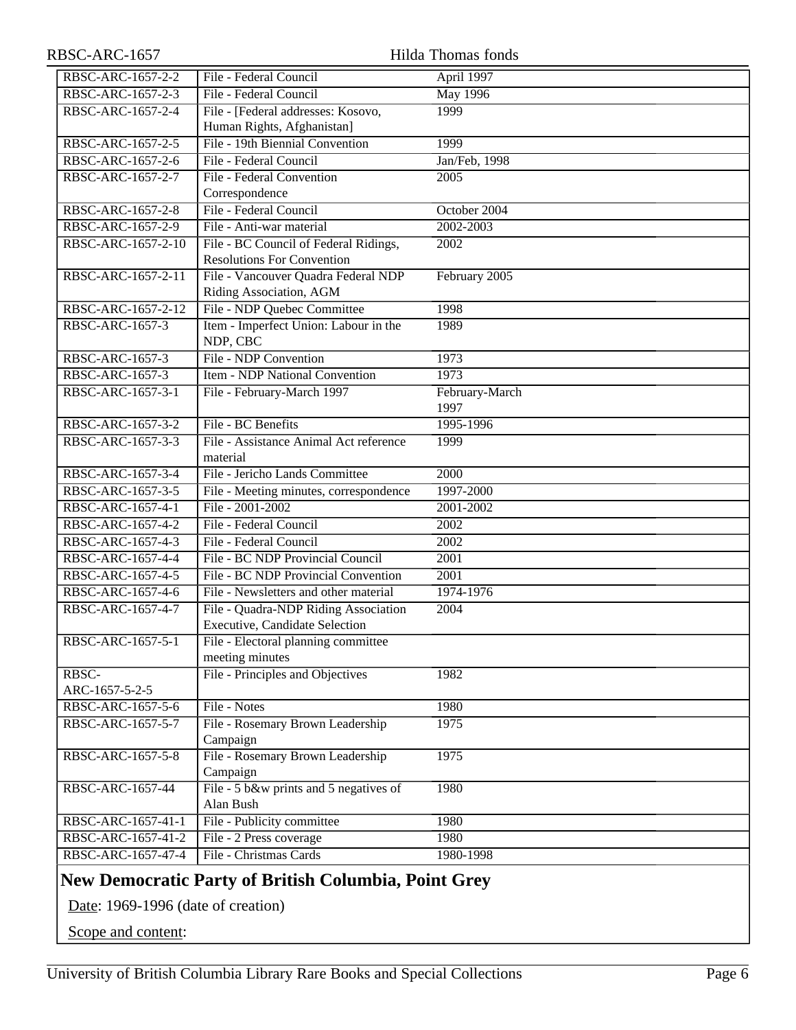| | | |
|---|---|---|
| RBSC-ARC-1657-2-2 | File - Federal Council | April 1997 |
| RBSC-ARC-1657-2-3 | File - Federal Council | May 1996 |
| RBSC-ARC-1657-2-4 | File - [Federal addresses: Kosovo, Human Rights, Afghanistan] | 1999 |
| RBSC-ARC-1657-2-5 | File - 19th Biennial Convention | 1999 |
| RBSC-ARC-1657-2-6 | File - Federal Council | Jan/Feb, 1998 |
| RBSC-ARC-1657-2-7 | File - Federal Convention Correspondence | 2005 |
| RBSC-ARC-1657-2-8 | File - Federal Council | October 2004 |
| RBSC-ARC-1657-2-9 | File - Anti-war material | 2002-2003 |
| RBSC-ARC-1657-2-10 | File - BC Council of Federal Ridings, Resolutions For Convention | 2002 |
| RBSC-ARC-1657-2-11 | File - Vancouver Quadra Federal NDP Riding Association, AGM | February 2005 |
| RBSC-ARC-1657-2-12 | File - NDP Quebec Committee | 1998 |
| RBSC-ARC-1657-3 | Item - Imperfect Union: Labour in the NDP, CBC | 1989 |
| RBSC-ARC-1657-3 | File - NDP Convention | 1973 |
| RBSC-ARC-1657-3 | Item - NDP National Convention | 1973 |
| RBSC-ARC-1657-3-1 | File - February-March 1997 | February-March 1997 |
| RBSC-ARC-1657-3-2 | File - BC Benefits | 1995-1996 |
| RBSC-ARC-1657-3-3 | File - Assistance Animal Act reference material | 1999 |
| RBSC-ARC-1657-3-4 | File - Jericho Lands Committee | 2000 |
| RBSC-ARC-1657-3-5 | File - Meeting minutes, correspondence | 1997-2000 |
| RBSC-ARC-1657-4-1 | File - 2001-2002 | 2001-2002 |
| RBSC-ARC-1657-4-2 | File - Federal Council | 2002 |
| RBSC-ARC-1657-4-3 | File - Federal Council | 2002 |
| RBSC-ARC-1657-4-4 | File - BC NDP Provincial Council | 2001 |
| RBSC-ARC-1657-4-5 | File - BC NDP Provincial Convention | 2001 |
| RBSC-ARC-1657-4-6 | File - Newsletters and other material | 1974-1976 |
| RBSC-ARC-1657-4-7 | File - Quadra-NDP Riding Association Executive, Candidate Selection | 2004 |
| RBSC-ARC-1657-5-1 | File - Electoral planning committee meeting minutes | |
| RBSC-ARC-1657-5-2-5 | File - Principles and Objectives | 1982 |
| RBSC-ARC-1657-5-6 | File - Notes | 1980 |
| RBSC-ARC-1657-5-7 | File - Rosemary Brown Leadership Campaign | 1975 |
| RBSC-ARC-1657-5-8 | File - Rosemary Brown Leadership Campaign | 1975 |
| RBSC-ARC-1657-44 | File - 5 b&w prints and 5 negatives of Alan Bush | 1980 |
| RBSC-ARC-1657-41-1 | File - Publicity committee | 1980 |
| RBSC-ARC-1657-41-2 | File - 2 Press coverage | 1980 |
| RBSC-ARC-1657-47-4 | File - Christmas Cards | 1980-1998 |

## New Democratic Party of British Columbia, Point Grey

Date: 1969-1996 (date of creation)

Scope and content: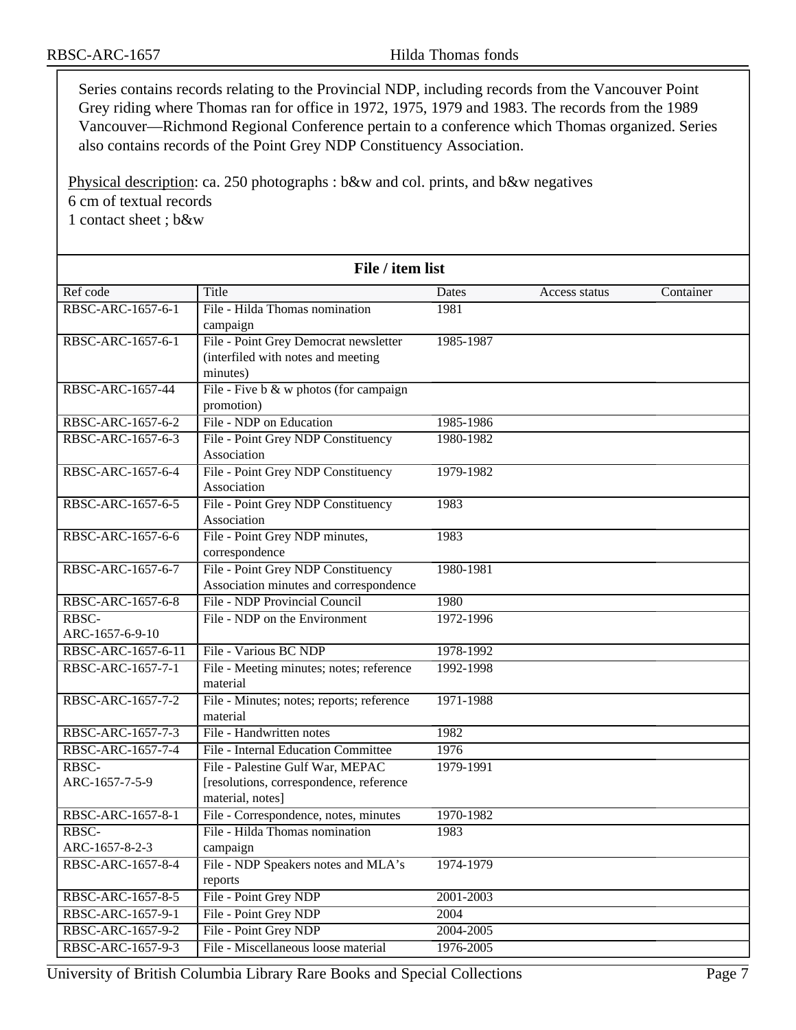Series contains records relating to the Provincial NDP, including records from the Vancouver Point Grey riding where Thomas ran for office in 1972, 1975, 1979 and 1983. The records from the 1989 Vancouver—Richmond Regional Conference pertain to a conference which Thomas organized. Series also contains records of the Point Grey NDP Constituency Association.

Physical description: ca. 250 photographs : b&w and col. prints, and b&w negatives
6 cm of textual records
1 contact sheet ; b&w

**File / item list**

| Ref code | Title | Dates | Access status | Container |
|---|---|---|---|---|
| RBSC-ARC-1657-6-1 | File - Hilda Thomas nomination campaign | 1981 | | |
| RBSC-ARC-1657-6-1 | File - Point Grey Democrat newsletter (interfiled with notes and meeting minutes) | 1985-1987 | | |
| RBSC-ARC-1657-44 | File - Five b & w photos (for campaign promotion) | | | |
| RBSC-ARC-1657-6-2 | File - NDP on Education | 1985-1986 | | |
| RBSC-ARC-1657-6-3 | File - Point Grey NDP Constituency Association | 1980-1982 | | |
| RBSC-ARC-1657-6-4 | File - Point Grey NDP Constituency Association | 1979-1982 | | |
| RBSC-ARC-1657-6-5 | File - Point Grey NDP Constituency Association | 1983 | | |
| RBSC-ARC-1657-6-6 | File - Point Grey NDP minutes, correspondence | 1983 | | |
| RBSC-ARC-1657-6-7 | File - Point Grey NDP Constituency Association minutes and correspondence | 1980-1981 | | |
| RBSC-ARC-1657-6-8 | File - NDP Provincial Council | 1980 | | |
| RBSC-ARC-1657-6-9-10 | File - NDP on the Environment | 1972-1996 | | |
| RBSC-ARC-1657-6-11 | File - Various BC NDP | 1978-1992 | | |
| RBSC-ARC-1657-7-1 | File - Meeting minutes; notes; reference material | 1992-1998 | | |
| RBSC-ARC-1657-7-2 | File - Minutes; notes; reports; reference material | 1971-1988 | | |
| RBSC-ARC-1657-7-3 | File - Handwritten notes | 1982 | | |
| RBSC-ARC-1657-7-4 | File - Internal Education Committee | 1976 | | |
| RBSC-ARC-1657-7-5-9 | File - Palestine Gulf War, MEPAC [resolutions, correspondence, reference material, notes] | 1979-1991 | | |
| RBSC-ARC-1657-8-1 | File - Correspondence, notes, minutes | 1970-1982 | | |
| RBSC-ARC-1657-8-2-3 | File - Hilda Thomas nomination campaign | 1983 | | |
| RBSC-ARC-1657-8-4 | File - NDP Speakers notes and MLA's reports | 1974-1979 | | |
| RBSC-ARC-1657-8-5 | File - Point Grey NDP | 2001-2003 | | |
| RBSC-ARC-1657-9-1 | File - Point Grey NDP | 2004 | | |
| RBSC-ARC-1657-9-2 | File - Point Grey NDP | 2004-2005 | | |
| RBSC-ARC-1657-9-3 | File - Miscellaneous loose material | 1976-2005 | | |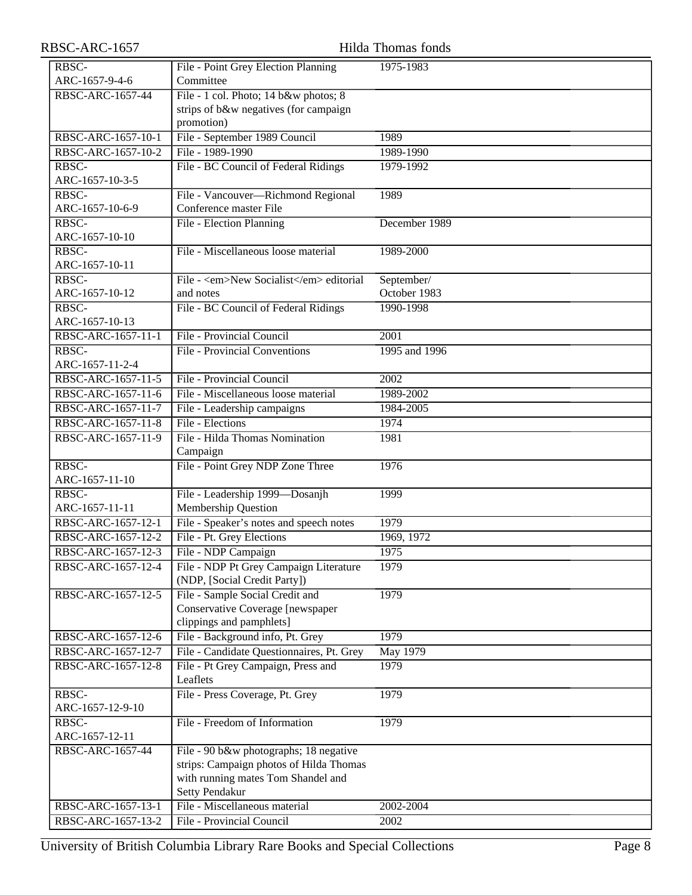| | | |
|---|---|---|
| RBSC-ARC-1657-9-4-6 | File - Point Grey Election Planning Committee | 1975-1983 |
| RBSC-ARC-1657-44 | File - 1 col. Photo; 14 b&w photos; 8 strips of b&w negatives (for campaign promotion) | |
| RBSC-ARC-1657-10-1 | File - September 1989 Council | 1989 |
| RBSC-ARC-1657-10-2 | File - 1989-1990 | 1989-1990 |
| RBSC-ARC-1657-10-3-5 | File - BC Council of Federal Ridings | 1979-1992 |
| RBSC-ARC-1657-10-6-9 | File - Vancouver—Richmond Regional Conference master File | 1989 |
| RBSC-ARC-1657-10-10 | File - Election Planning | December 1989 |
| RBSC-ARC-1657-10-11 | File - Miscellaneous loose material | 1989-2000 |
| RBSC-ARC-1657-10-12 | File - <em>New Socialist</em> editorial and notes | September/ October 1983 |
| RBSC-ARC-1657-10-13 | File - BC Council of Federal Ridings | 1990-1998 |
| RBSC-ARC-1657-11-1 | File - Provincial Council | 2001 |
| RBSC-ARC-1657-11-2-4 | File - Provincial Conventions | 1995 and 1996 |
| RBSC-ARC-1657-11-5 | File - Provincial Council | 2002 |
| RBSC-ARC-1657-11-6 | File - Miscellaneous loose material | 1989-2002 |
| RBSC-ARC-1657-11-7 | File - Leadership campaigns | 1984-2005 |
| RBSC-ARC-1657-11-8 | File - Elections | 1974 |
| RBSC-ARC-1657-11-9 | File - Hilda Thomas Nomination Campaign | 1981 |
| RBSC-ARC-1657-11-10 | File - Point Grey NDP Zone Three | 1976 |
| RBSC-ARC-1657-11-11 | File - Leadership 1999—Dosanjh Membership Question | 1999 |
| RBSC-ARC-1657-12-1 | File - Speaker's notes and speech notes | 1979 |
| RBSC-ARC-1657-12-2 | File - Pt. Grey Elections | 1969, 1972 |
| RBSC-ARC-1657-12-3 | File - NDP Campaign | 1975 |
| RBSC-ARC-1657-12-4 | File - NDP Pt Grey Campaign Literature (NDP, [Social Credit Party]) | 1979 |
| RBSC-ARC-1657-12-5 | File - Sample Social Credit and Conservative Coverage [newspaper clippings and pamphlets] | 1979 |
| RBSC-ARC-1657-12-6 | File - Background info, Pt. Grey | 1979 |
| RBSC-ARC-1657-12-7 | File - Candidate Questionnaires, Pt. Grey | May 1979 |
| RBSC-ARC-1657-12-8 | File - Pt Grey Campaign, Press and Leaflets | 1979 |
| RBSC-ARC-1657-12-9-10 | File - Press Coverage, Pt. Grey | 1979 |
| RBSC-ARC-1657-12-11 | File - Freedom of Information | 1979 |
| RBSC-ARC-1657-44 | File - 90 b&w photographs; 18 negative strips: Campaign photos of Hilda Thomas with running mates Tom Shandel and Setty Pendakur | |
| RBSC-ARC-1657-13-1 | File - Miscellaneous material | 2002-2004 |
| RBSC-ARC-1657-13-2 | File - Provincial Council | 2002 |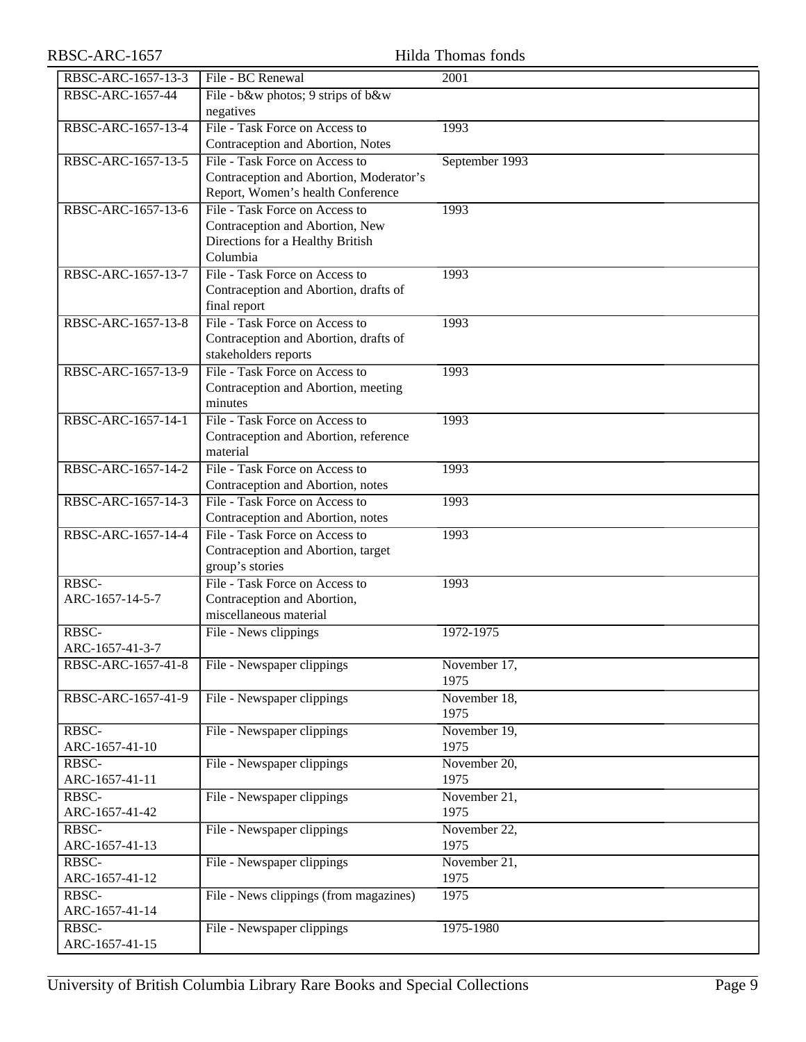| RBSC-ARC-1657-13-3 | File - BC Renewal | 2001 |
|---|---|---|
| RBSC-ARC-1657-44 | File - b&w photos; 9 strips of b&w negatives | |
| RBSC-ARC-1657-13-4 | File - Task Force on Access to Contraception and Abortion, Notes | 1993 |
| RBSC-ARC-1657-13-5 | File - Task Force on Access to Contraception and Abortion, Moderator's Report, Women's health Conference | September 1993 |
| RBSC-ARC-1657-13-6 | File - Task Force on Access to Contraception and Abortion, New Directions for a Healthy British Columbia | 1993 |
| RBSC-ARC-1657-13-7 | File - Task Force on Access to Contraception and Abortion, drafts of final report | 1993 |
| RBSC-ARC-1657-13-8 | File - Task Force on Access to Contraception and Abortion, drafts of stakeholders reports | 1993 |
| RBSC-ARC-1657-13-9 | File - Task Force on Access to Contraception and Abortion, meeting minutes | 1993 |
| RBSC-ARC-1657-14-1 | File - Task Force on Access to Contraception and Abortion, reference material | 1993 |
| RBSC-ARC-1657-14-2 | File - Task Force on Access to Contraception and Abortion, notes | 1993 |
| RBSC-ARC-1657-14-3 | File - Task Force on Access to Contraception and Abortion, notes | 1993 |
| RBSC-ARC-1657-14-4 | File - Task Force on Access to Contraception and Abortion, target group's stories | 1993 |
| RBSC-ARC-1657-14-5-7 | File - Task Force on Access to Contraception and Abortion, miscellaneous material | 1993 |
| RBSC-ARC-1657-41-3-7 | File - News clippings | 1972-1975 |
| RBSC-ARC-1657-41-8 | File - Newspaper clippings | November 17, 1975 |
| RBSC-ARC-1657-41-9 | File - Newspaper clippings | November 18, 1975 |
| RBSC-ARC-1657-41-10 | File - Newspaper clippings | November 19, 1975 |
| RBSC-ARC-1657-41-11 | File - Newspaper clippings | November 20, 1975 |
| RBSC-ARC-1657-41-42 | File - Newspaper clippings | November 21, 1975 |
| RBSC-ARC-1657-41-13 | File - Newspaper clippings | November 22, 1975 |
| RBSC-ARC-1657-41-12 | File - Newspaper clippings | November 21, 1975 |
| RBSC-ARC-1657-41-14 | File - News clippings (from magazines) | 1975 |
| RBSC-ARC-1657-41-15 | File - Newspaper clippings | 1975-1980 |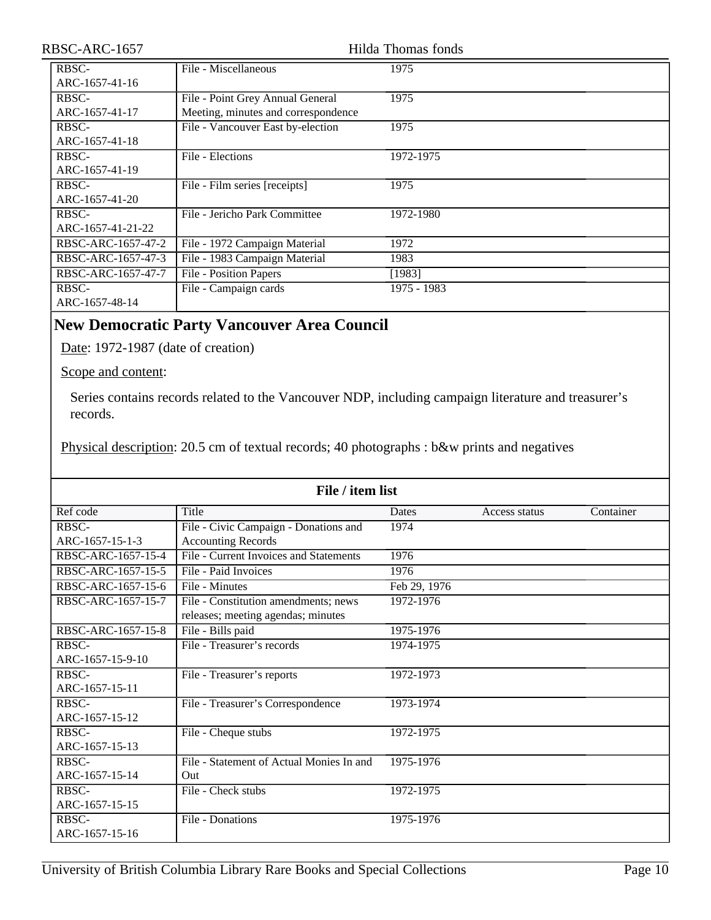| Ref code | Title | Dates | Access status | Container |
|---|---|---|---|---|
| RBSC-ARC-1657-41-16 | File - Miscellaneous | 1975 | | |
| RBSC-ARC-1657-41-17 | File - Point Grey Annual General Meeting, minutes and correspondence | 1975 | | |
| RBSC-ARC-1657-41-18 | File - Vancouver East by-election | 1975 | | |
| RBSC-ARC-1657-41-19 | File - Elections | 1972-1975 | | |
| RBSC-ARC-1657-41-20 | File - Film series [receipts] | 1975 | | |
| RBSC-ARC-1657-41-21-22 | File - Jericho Park Committee | 1972-1980 | | |
| RBSC-ARC-1657-47-2 | File - 1972 Campaign Material | 1972 | | |
| RBSC-ARC-1657-47-3 | File - 1983 Campaign Material | 1983 | | |
| RBSC-ARC-1657-47-7 | File - Position Papers | [1983] | | |
| RBSC-ARC-1657-48-14 | File - Campaign cards | 1975 - 1983 | | |

## New Democratic Party Vancouver Area Council

Date: 1972-1987 (date of creation)

Scope and content:

Series contains records related to the Vancouver NDP, including campaign literature and treasurer's records.

Physical description: 20.5 cm of textual records; 40 photographs : b&w prints and negatives

**File / item list**

| Ref code | Title | Dates | Access status | Container |
|---|---|---|---|---|
| RBSC-ARC-1657-15-1-3 | File - Civic Campaign - Donations and Accounting Records | 1974 | | |
| RBSC-ARC-1657-15-4 | File - Current Invoices and Statements | 1976 | | |
| RBSC-ARC-1657-15-5 | File - Paid Invoices | 1976 | | |
| RBSC-ARC-1657-15-6 | File - Minutes | Feb 29, 1976 | | |
| RBSC-ARC-1657-15-7 | File - Constitution amendments; news releases; meeting agendas; minutes | 1972-1976 | | |
| RBSC-ARC-1657-15-8 | File - Bills paid | 1975-1976 | | |
| RBSC-ARC-1657-15-9-10 | File - Treasurer's records | 1974-1975 | | |
| RBSC-ARC-1657-15-11 | File - Treasurer's reports | 1972-1973 | | |
| RBSC-ARC-1657-15-12 | File - Treasurer's Correspondence | 1973-1974 | | |
| RBSC-ARC-1657-15-13 | File - Cheque stubs | 1972-1975 | | |
| RBSC-ARC-1657-15-14 | File - Statement of Actual Monies In and Out | 1975-1976 | | |
| RBSC-ARC-1657-15-15 | File - Check stubs | 1972-1975 | | |
| RBSC-ARC-1657-15-16 | File - Donations | 1975-1976 | | |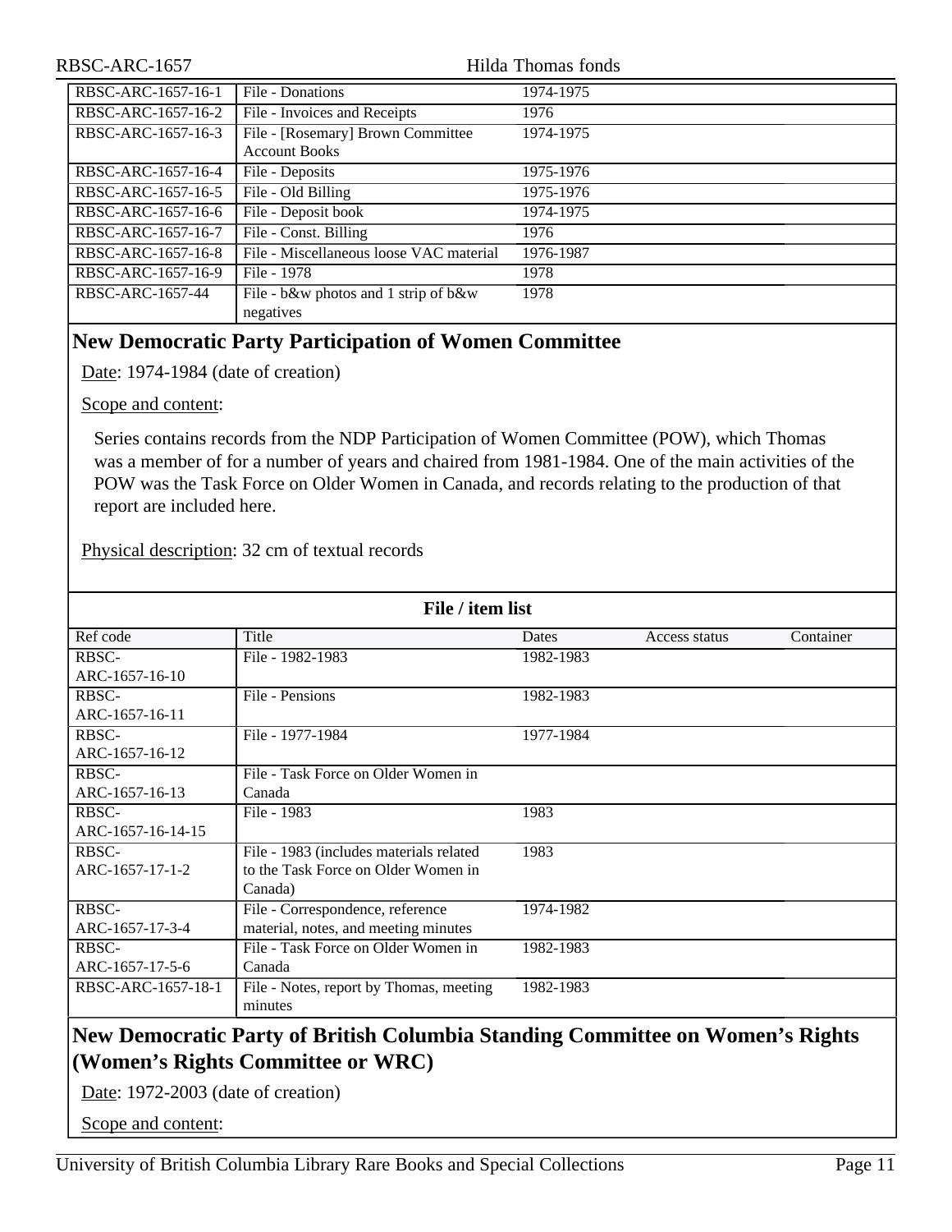| | | | | |
|---|---|---|---|---|
| RBSC-ARC-1657-16-1 | File - Donations | 1974-1975 | | |
| RBSC-ARC-1657-16-2 | File - Invoices and Receipts | 1976 | | |
| RBSC-ARC-1657-16-3 | File - [Rosemary] Brown Committee Account Books | 1974-1975 | | |
| RBSC-ARC-1657-16-4 | File - Deposits | 1975-1976 | | |
| RBSC-ARC-1657-16-5 | File - Old Billing | 1975-1976 | | |
| RBSC-ARC-1657-16-6 | File - Deposit book | 1974-1975 | | |
| RBSC-ARC-1657-16-7 | File - Const. Billing | 1976 | | |
| RBSC-ARC-1657-16-8 | File - Miscellaneous loose VAC material | 1976-1987 | | |
| RBSC-ARC-1657-16-9 | File - 1978 | 1978 | | |
| RBSC-ARC-1657-44 | File - b&w photos and 1 strip of b&w negatives | 1978 | | |

## New Democratic Party Participation of Women Committee

Date: 1974-1984 (date of creation)

Scope and content:

Series contains records from the NDP Participation of Women Committee (POW), which Thomas was a member of for a number of years and chaired from 1981-1984. One of the main activities of the POW was the Task Force on Older Women in Canada, and records relating to the production of that report are included here.

Physical description: 32 cm of textual records

**File / item list**

| Ref code | Title | Dates | Access status | Container |
|---|---|---|---|---|
| RBSC-ARC-1657-16-10 | File - 1982-1983 | 1982-1983 | | |
| RBSC-ARC-1657-16-11 | File - Pensions | 1982-1983 | | |
| RBSC-ARC-1657-16-12 | File - 1977-1984 | 1977-1984 | | |
| RBSC-ARC-1657-16-13 | File - Task Force on Older Women in Canada | | | |
| RBSC-ARC-1657-16-14-15 | File - 1983 | 1983 | | |
| RBSC-ARC-1657-17-1-2 | File - 1983 (includes materials related to the Task Force on Older Women in Canada) | 1983 | | |
| RBSC-ARC-1657-17-3-4 | File - Correspondence, reference material, notes, and meeting minutes | 1974-1982 | | |
| RBSC-ARC-1657-17-5-6 | File - Task Force on Older Women in Canada | 1982-1983 | | |
| RBSC-ARC-1657-18-1 | File - Notes, report by Thomas, meeting minutes | 1982-1983 | | |

## New Democratic Party of British Columbia Standing Committee on Women's Rights (Women's Rights Committee or WRC)

Date: 1972-2003 (date of creation)

Scope and content: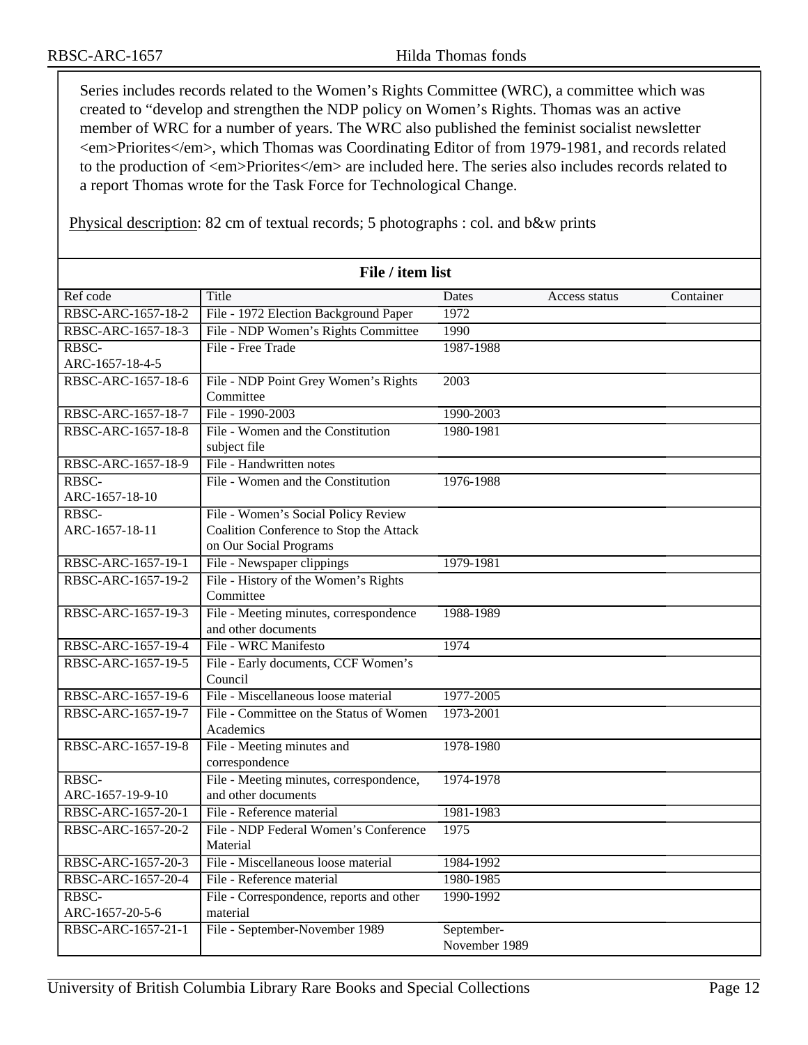Series includes records related to the Women's Rights Committee (WRC), a committee which was created to "develop and strengthen the NDP policy on Women's Rights. Thomas was an active member of WRC for a number of years. The WRC also published the feminist socialist newsletter <em>Priorites</em>, which Thomas was Coordinating Editor of from 1979-1981, and records related to the production of <em>Priorites</em> are included here. The series also includes records related to a report Thomas wrote for the Task Force for Technological Change.

Physical description: 82 cm of textual records; 5 photographs : col. and b&w prints

**File / item list**

| Ref code | Title | Dates | Access status | Container |
|---|---|---|---|---|
| RBSC-ARC-1657-18-2 | File - 1972 Election Background Paper | 1972 | | |
| RBSC-ARC-1657-18-3 | File - NDP Women's Rights Committee | 1990 | | |
| RBSC-ARC-1657-18-4-5 | File - Free Trade | 1987-1988 | | |
| RBSC-ARC-1657-18-6 | File - NDP Point Grey Women's Rights Committee | 2003 | | |
| RBSC-ARC-1657-18-7 | File - 1990-2003 | 1990-2003 | | |
| RBSC-ARC-1657-18-8 | File - Women and the Constitution subject file | 1980-1981 | | |
| RBSC-ARC-1657-18-9 | File - Handwritten notes | | | |
| RBSC-ARC-1657-18-10 | File - Women and the Constitution | 1976-1988 | | |
| RBSC-ARC-1657-18-11 | File - Women's Social Policy Review Coalition Conference to Stop the Attack on Our Social Programs | | | |
| RBSC-ARC-1657-19-1 | File - Newspaper clippings | 1979-1981 | | |
| RBSC-ARC-1657-19-2 | File - History of the Women's Rights Committee | | | |
| RBSC-ARC-1657-19-3 | File - Meeting minutes, correspondence and other documents | 1988-1989 | | |
| RBSC-ARC-1657-19-4 | File - WRC Manifesto | 1974 | | |
| RBSC-ARC-1657-19-5 | File - Early documents, CCF Women's Council | | | |
| RBSC-ARC-1657-19-6 | File - Miscellaneous loose material | 1977-2005 | | |
| RBSC-ARC-1657-19-7 | File - Committee on the Status of Women Academics | 1973-2001 | | |
| RBSC-ARC-1657-19-8 | File - Meeting minutes and correspondence | 1978-1980 | | |
| RBSC-ARC-1657-19-9-10 | File - Meeting minutes, correspondence, and other documents | 1974-1978 | | |
| RBSC-ARC-1657-20-1 | File - Reference material | 1981-1983 | | |
| RBSC-ARC-1657-20-2 | File - NDP Federal Women's Conference Material | 1975 | | |
| RBSC-ARC-1657-20-3 | File - Miscellaneous loose material | 1984-1992 | | |
| RBSC-ARC-1657-20-4 | File - Reference material | 1980-1985 | | |
| RBSC-ARC-1657-20-5-6 | File - Correspondence, reports and other material | 1990-1992 | | |
| RBSC-ARC-1657-21-1 | File - September-November 1989 | September-November 1989 | | |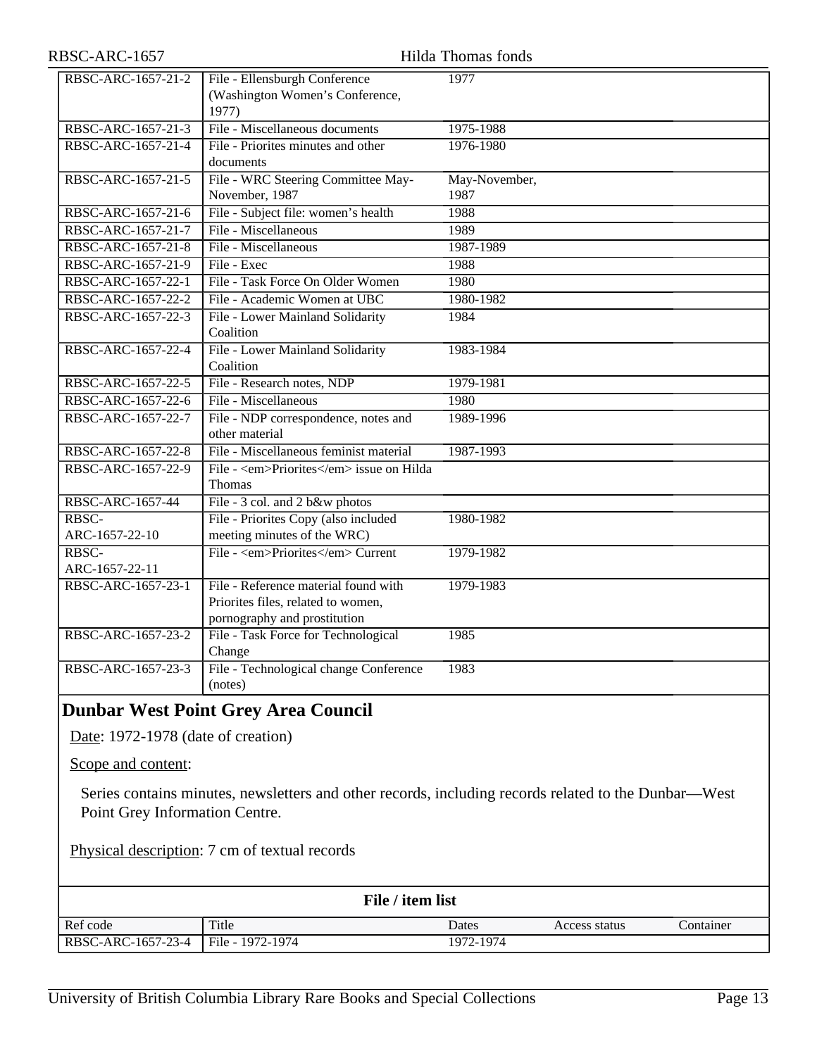| RBSC-ARC-1657-21-2 | File - Ellensburgh Conference (Washington Women's Conference, 1977) | 1977 | | |
| --- | --- | --- | --- | --- |
| RBSC-ARC-1657-21-3 | File - Miscellaneous documents | 1975-1988 | | |
| RBSC-ARC-1657-21-4 | File - Priorites minutes and other documents | 1976-1980 | | |
| RBSC-ARC-1657-21-5 | File - WRC Steering Committee May-November, 1987 | May-November, 1987 | | |
| RBSC-ARC-1657-21-6 | File - Subject file: women's health | 1988 | | |
| RBSC-ARC-1657-21-7 | File - Miscellaneous | 1989 | | |
| RBSC-ARC-1657-21-8 | File - Miscellaneous | 1987-1989 | | |
| RBSC-ARC-1657-21-9 | File - Exec | 1988 | | |
| RBSC-ARC-1657-22-1 | File - Task Force On Older Women | 1980 | | |
| RBSC-ARC-1657-22-2 | File - Academic Women at UBC | 1980-1982 | | |
| RBSC-ARC-1657-22-3 | File - Lower Mainland Solidarity Coalition | 1984 | | |
| RBSC-ARC-1657-22-4 | File - Lower Mainland Solidarity Coalition | 1983-1984 | | |
| RBSC-ARC-1657-22-5 | File - Research notes, NDP | 1979-1981 | | |
| RBSC-ARC-1657-22-6 | File - Miscellaneous | 1980 | | |
| RBSC-ARC-1657-22-7 | File - NDP correspondence, notes and other material | 1989-1996 | | |
| RBSC-ARC-1657-22-8 | File - Miscellaneous feminist material | 1987-1993 | | |
| RBSC-ARC-1657-22-9 | File - <em>Priorites</em> issue on Hilda Thomas | | | |
| RBSC-ARC-1657-44 | File - 3 col. and 2 b&w photos | | | |
| RBSC-ARC-1657-22-10 | File - Priorites Copy (also included meeting minutes of the WRC) | 1980-1982 | | |
| RBSC-ARC-1657-22-11 | File - <em>Priorites</em> Current | 1979-1982 | | |
| RBSC-ARC-1657-23-1 | File - Reference material found with Priorites files, related to women, pornography and prostitution | 1979-1983 | | |
| RBSC-ARC-1657-23-2 | File - Task Force for Technological Change | 1985 | | |
| RBSC-ARC-1657-23-3 | File - Technological change Conference (notes) | 1983 | | |

## Dunbar West Point Grey Area Council

Date: 1972-1978 (date of creation)

Scope and content:

Series contains minutes, newsletters and other records, including records related to the Dunbar—West Point Grey Information Centre.

Physical description: 7 cm of textual records

**File / item list**

| Ref code | Title | Dates | Access status | Container |
| --- | --- | --- | --- | --- |
| RBSC-ARC-1657-23-4 | File - 1972-1974 | 1972-1974 | | |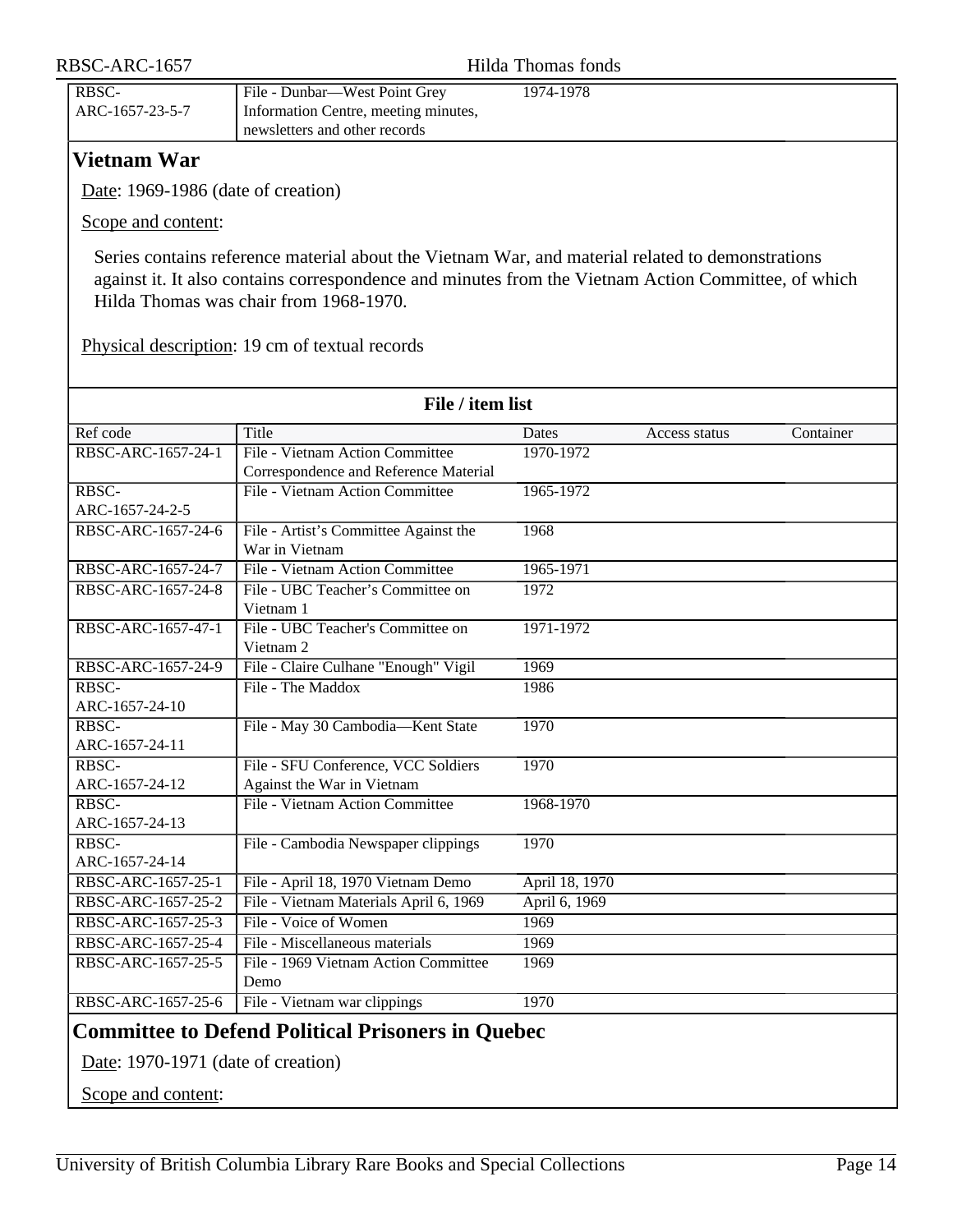| RBSC-ARC-1657-23-5-7 | File - Dunbar—West Point Grey Information Centre, meeting minutes, newsletters and other records | 1974-1978 | | |
|---|---|---|---|---|

## Vietnam War

Date: 1969-1986 (date of creation)

Scope and content:

Series contains reference material about the Vietnam War, and material related to demonstrations against it. It also contains correspondence and minutes from the Vietnam Action Committee, of which Hilda Thomas was chair from 1968-1970.

Physical description: 19 cm of textual records

**File / item list**

| Ref code | Title | Dates | Access status | Container |
|---|---|---|---|---|
| RBSC-ARC-1657-24-1 | File - Vietnam Action Committee Correspondence and Reference Material | 1970-1972 | | |
| RBSC-ARC-1657-24-2-5 | File - Vietnam Action Committee | 1965-1972 | | |
| RBSC-ARC-1657-24-6 | File - Artist's Committee Against the War in Vietnam | 1968 | | |
| RBSC-ARC-1657-24-7 | File - Vietnam Action Committee | 1965-1971 | | |
| RBSC-ARC-1657-24-8 | File - UBC Teacher's Committee on Vietnam 1 | 1972 | | |
| RBSC-ARC-1657-47-1 | File - UBC Teacher's Committee on Vietnam 2 | 1971-1972 | | |
| RBSC-ARC-1657-24-9 | File - Claire Culhane "Enough" Vigil | 1969 | | |
| RBSC-ARC-1657-24-10 | File - The Maddox | 1986 | | |
| RBSC-ARC-1657-24-11 | File - May 30 Cambodia—Kent State | 1970 | | |
| RBSC-ARC-1657-24-12 | File - SFU Conference, VCC Soldiers Against the War in Vietnam | 1970 | | |
| RBSC-ARC-1657-24-13 | File - Vietnam Action Committee | 1968-1970 | | |
| RBSC-ARC-1657-24-14 | File - Cambodia Newspaper clippings | 1970 | | |
| RBSC-ARC-1657-25-1 | File - April 18, 1970 Vietnam Demo | April 18, 1970 | | |
| RBSC-ARC-1657-25-2 | File - Vietnam Materials April 6, 1969 | April 6, 1969 | | |
| RBSC-ARC-1657-25-3 | File - Voice of Women | 1969 | | |
| RBSC-ARC-1657-25-4 | File - Miscellaneous materials | 1969 | | |
| RBSC-ARC-1657-25-5 | File - 1969 Vietnam Action Committee Demo | 1969 | | |
| RBSC-ARC-1657-25-6 | File - Vietnam war clippings | 1970 | | |

## Committee to Defend Political Prisoners in Quebec

Date: 1970-1971 (date of creation)

Scope and content: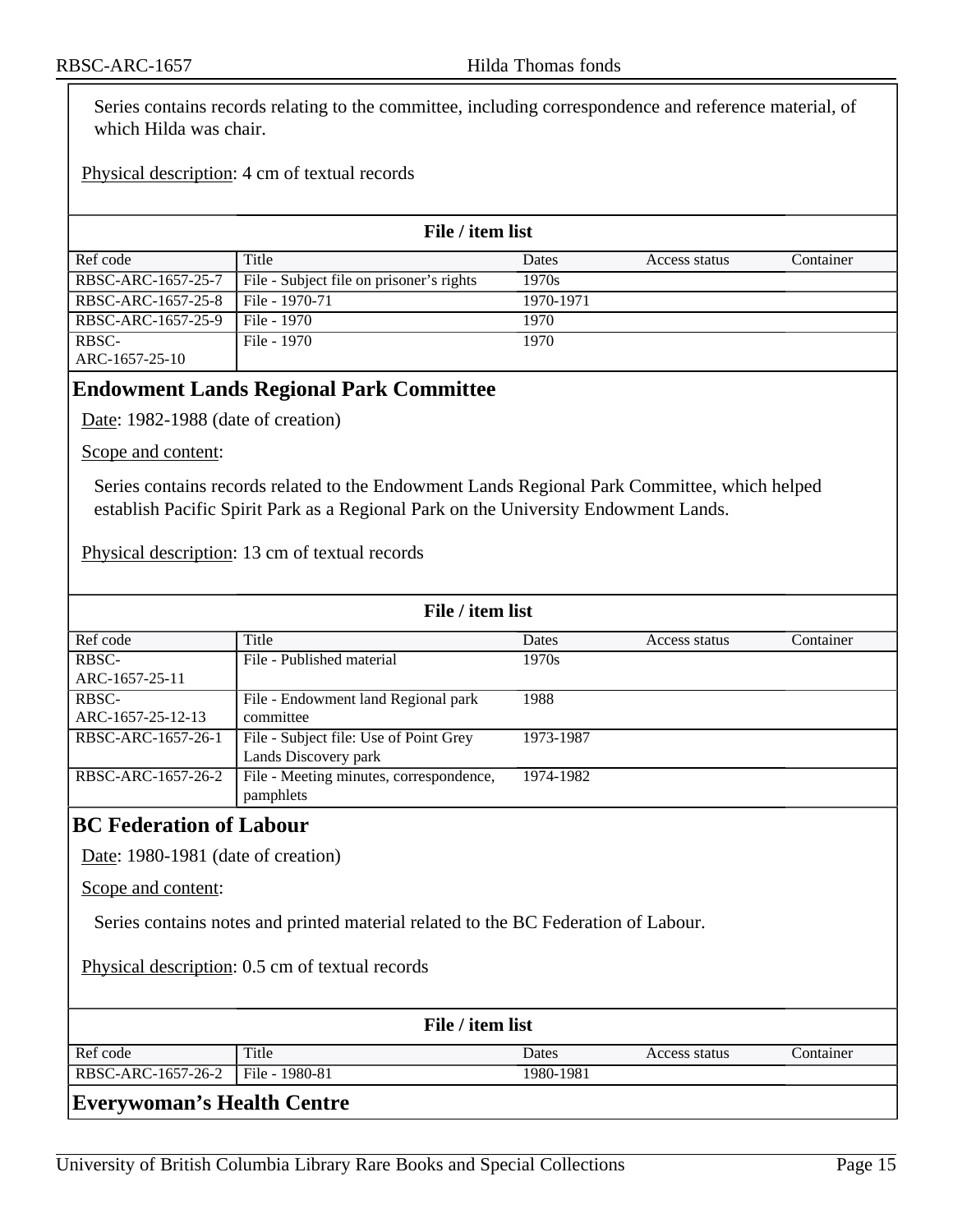Series contains records relating to the committee, including correspondence and reference material, of which Hilda was chair.

Physical description: 4 cm of textual records

**File / item list**

| Ref code | Title | Dates | Access status | Container |
|---|---|---|---|---|
| RBSC-ARC-1657-25-7 | File - Subject file on prisoner's rights | 1970s | | |
| RBSC-ARC-1657-25-8 | File - 1970-71 | 1970-1971 | | |
| RBSC-ARC-1657-25-9 | File - 1970 | 1970 | | |
| RBSC-ARC-1657-25-10 | File - 1970 | 1970 | | |

## Endowment Lands Regional Park Committee

Date: 1982-1988 (date of creation)

Scope and content:

Series contains records related to the Endowment Lands Regional Park Committee, which helped establish Pacific Spirit Park as a Regional Park on the University Endowment Lands.

Physical description: 13 cm of textual records

**File / item list**

| Ref code | Title | Dates | Access status | Container |
|---|---|---|---|---|
| RBSC-ARC-1657-25-11 | File - Published material | 1970s | | |
| RBSC-ARC-1657-25-12-13 | File - Endowment land Regional park committee | 1988 | | |
| RBSC-ARC-1657-26-1 | File - Subject file: Use of Point Grey Lands Discovery park | 1973-1987 | | |
| RBSC-ARC-1657-26-2 | File - Meeting minutes, correspondence, pamphlets | 1974-1982 | | |

## BC Federation of Labour

Date: 1980-1981 (date of creation)

Scope and content:

Series contains notes and printed material related to the BC Federation of Labour.

Physical description: 0.5 cm of textual records

**File / item list**

| Ref code | Title | Dates | Access status | Container |
|---|---|---|---|---|
| RBSC-ARC-1657-26-2 | File - 1980-81 | 1980-1981 | | |

## Everywoman's Health Centre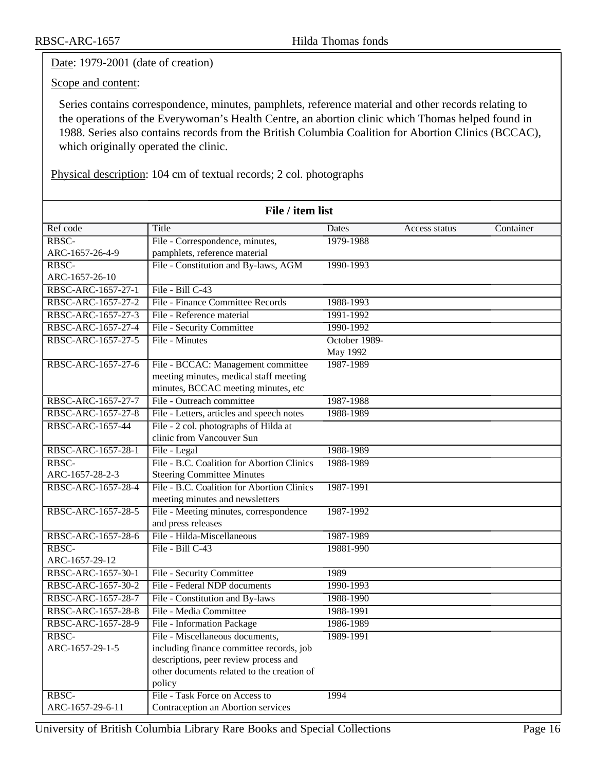Date: 1979-2001 (date of creation)

Scope and content:

Series contains correspondence, minutes, pamphlets, reference material and other records relating to the operations of the Everywoman's Health Centre, an abortion clinic which Thomas helped found in 1988. Series also contains records from the British Columbia Coalition for Abortion Clinics (BCCAC), which originally operated the clinic.

Physical description: 104 cm of textual records; 2 col. photographs

**File / item list**

| Ref code | Title | Dates | Access status | Container |
|---|---|---|---|---|
| RBSC-ARC-1657-26-4-9 | File - Correspondence, minutes, pamphlets, reference material | 1979-1988 | | |
| RBSC-ARC-1657-26-10 | File - Constitution and By-laws, AGM | 1990-1993 | | |
| RBSC-ARC-1657-27-1 | File - Bill C-43 | | | |
| RBSC-ARC-1657-27-2 | File - Finance Committee Records | 1988-1993 | | |
| RBSC-ARC-1657-27-3 | File - Reference material | 1991-1992 | | |
| RBSC-ARC-1657-27-4 | File - Security Committee | 1990-1992 | | |
| RBSC-ARC-1657-27-5 | File - Minutes | October 1989-May 1992 | | |
| RBSC-ARC-1657-27-6 | File - BCCAC: Management committee meeting minutes, medical staff meeting minutes, BCCAC meeting minutes, etc | 1987-1989 | | |
| RBSC-ARC-1657-27-7 | File - Outreach committee | 1987-1988 | | |
| RBSC-ARC-1657-27-8 | File - Letters, articles and speech notes | 1988-1989 | | |
| RBSC-ARC-1657-44 | File - 2 col. photographs of Hilda at clinic from Vancouver Sun | | | |
| RBSC-ARC-1657-28-1 | File - Legal | 1988-1989 | | |
| RBSC-ARC-1657-28-2-3 | File - B.C. Coalition for Abortion Clinics Steering Committee Minutes | 1988-1989 | | |
| RBSC-ARC-1657-28-4 | File - B.C. Coalition for Abortion Clinics meeting minutes and newsletters | 1987-1991 | | |
| RBSC-ARC-1657-28-5 | File - Meeting minutes, correspondence and press releases | 1987-1992 | | |
| RBSC-ARC-1657-28-6 | File - Hilda-Miscellaneous | 1987-1989 | | |
| RBSC-ARC-1657-29-12 | File - Bill C-43 | 19881-990 | | |
| RBSC-ARC-1657-30-1 | File - Security Committee | 1989 | | |
| RBSC-ARC-1657-30-2 | File - Federal NDP documents | 1990-1993 | | |
| RBSC-ARC-1657-28-7 | File - Constitution and By-laws | 1988-1990 | | |
| RBSC-ARC-1657-28-8 | File - Media Committee | 1988-1991 | | |
| RBSC-ARC-1657-28-9 | File - Information Package | 1986-1989 | | |
| RBSC-ARC-1657-29-1-5 | File - Miscellaneous documents, including finance committee records, job descriptions, peer review process and other documents related to the creation of policy | 1989-1991 | | |
| RBSC-ARC-1657-29-6-11 | File - Task Force on Access to Contraception an Abortion services | 1994 | | |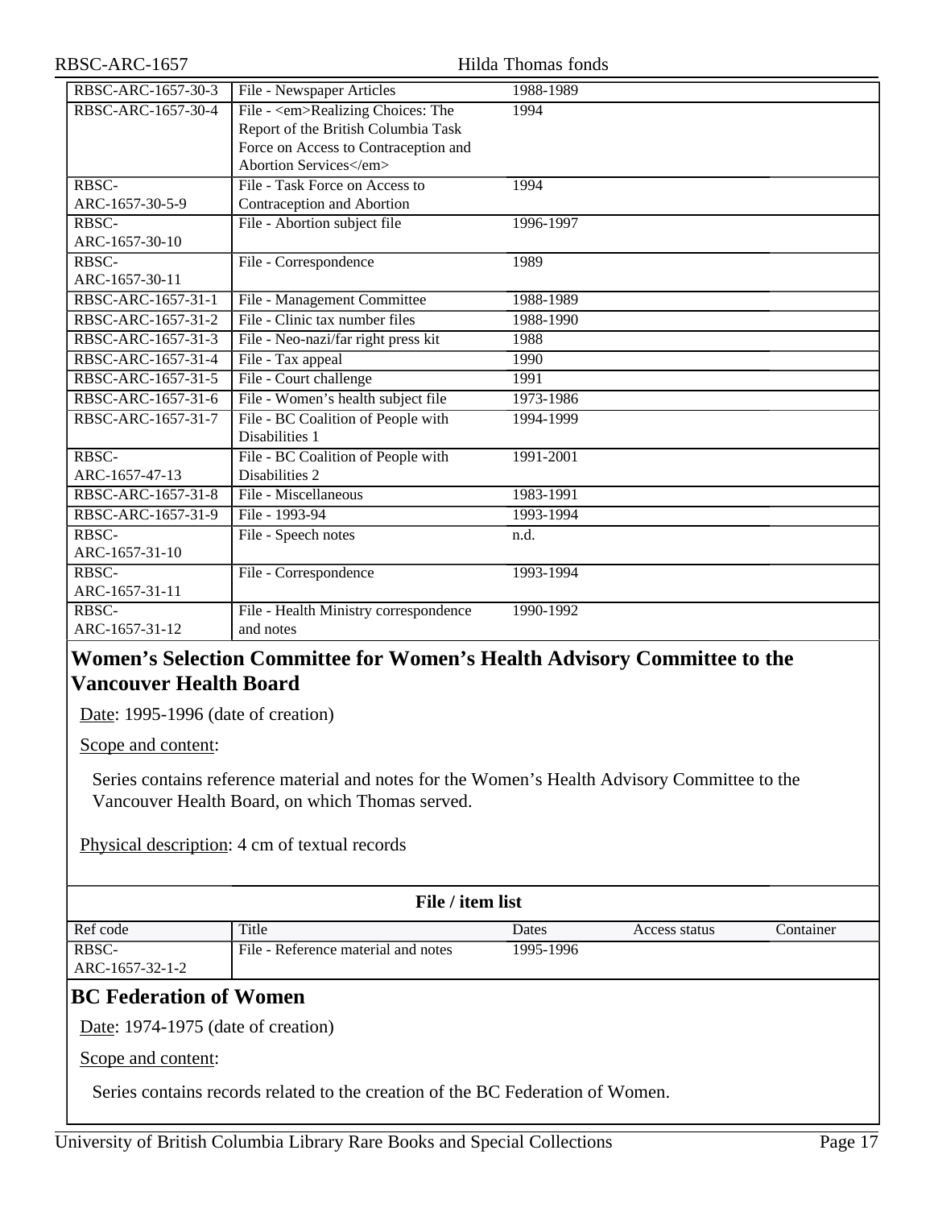| Ref code | Title | Dates | Access status | Container |
|---|---|---|---|---|
| RBSC-ARC-1657-30-3 | File - Newspaper Articles | 1988-1989 | | |
| RBSC-ARC-1657-30-4 | File - <em>Realizing Choices: The Report of the British Columbia Task Force on Access to Contraception and Abortion Services</em> | 1994 | | |
| RBSC-ARC-1657-30-5-9 | File - Task Force on Access to Contraception and Abortion | 1994 | | |
| RBSC-ARC-1657-30-10 | File - Abortion subject file | 1996-1997 | | |
| RBSC-ARC-1657-30-11 | File - Correspondence | 1989 | | |
| RBSC-ARC-1657-31-1 | File - Management Committee | 1988-1989 | | |
| RBSC-ARC-1657-31-2 | File - Clinic tax number files | 1988-1990 | | |
| RBSC-ARC-1657-31-3 | File - Neo-nazi/far right press kit | 1988 | | |
| RBSC-ARC-1657-31-4 | File - Tax appeal | 1990 | | |
| RBSC-ARC-1657-31-5 | File - Court challenge | 1991 | | |
| RBSC-ARC-1657-31-6 | File - Women's health subject file | 1973-1986 | | |
| RBSC-ARC-1657-31-7 | File - BC Coalition of People with Disabilities 1 | 1994-1999 | | |
| RBSC-ARC-1657-47-13 | File - BC Coalition of People with Disabilities 2 | 1991-2001 | | |
| RBSC-ARC-1657-31-8 | File - Miscellaneous | 1983-1991 | | |
| RBSC-ARC-1657-31-9 | File - 1993-94 | 1993-1994 | | |
| RBSC-ARC-1657-31-10 | File - Speech notes | n.d. | | |
| RBSC-ARC-1657-31-11 | File - Correspondence | 1993-1994 | | |
| RBSC-ARC-1657-31-12 | File - Health Ministry correspondence and notes | 1990-1992 | | |

## Women's Selection Committee for Women's Health Advisory Committee to the Vancouver Health Board

Date: 1995-1996 (date of creation)

Scope and content:

Series contains reference material and notes for the Women's Health Advisory Committee to the Vancouver Health Board, on which Thomas served.

Physical description: 4 cm of textual records

**File / item list**

| Ref code | Title | Dates | Access status | Container |
|---|---|---|---|---|
| RBSC-ARC-1657-32-1-2 | File - Reference material and notes | 1995-1996 | | |

## BC Federation of Women

Date: 1974-1975 (date of creation)

Scope and content:

Series contains records related to the creation of the BC Federation of Women.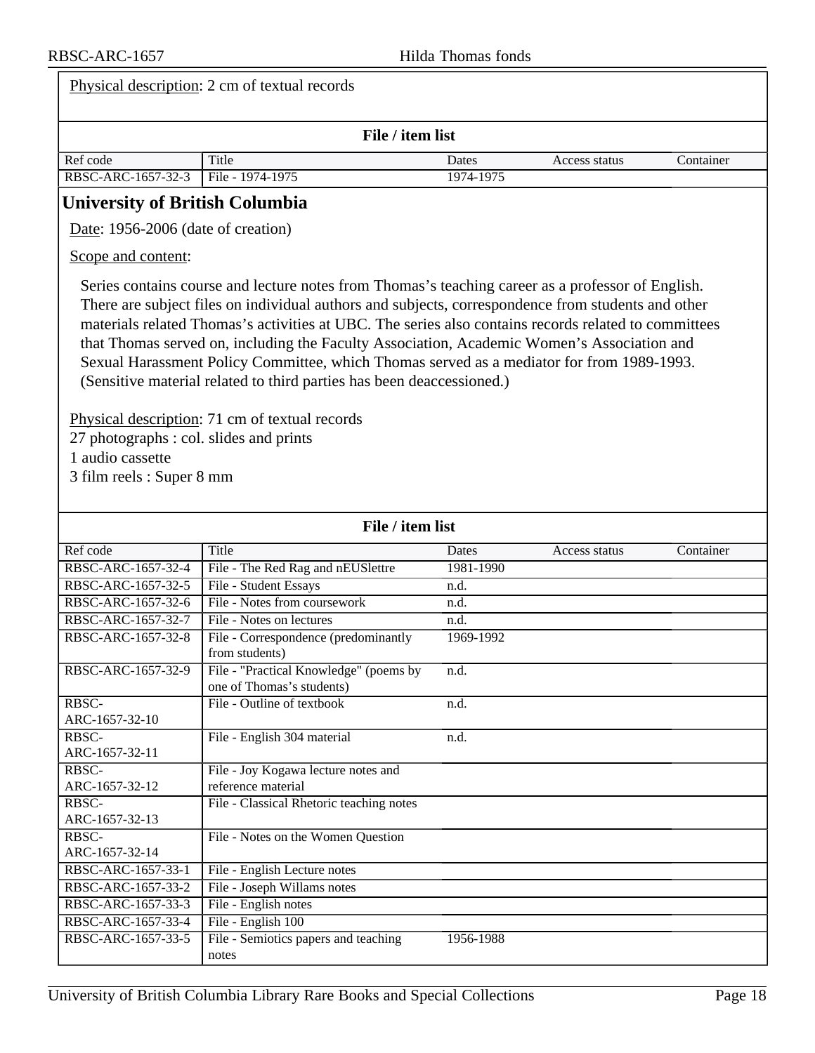Physical description: 2 cm of textual records

**File / item list**

| Ref code | Title | Dates | Access status | Container |
| --- | --- | --- | --- | --- |
| RBSC-ARC-1657-32-3 | File - 1974-1975 | 1974-1975 | | |

## University of British Columbia

Date: 1956-2006 (date of creation)

Scope and content:

Series contains course and lecture notes from Thomas's teaching career as a professor of English. There are subject files on individual authors and subjects, correspondence from students and other materials related Thomas's activities at UBC. The series also contains records related to committees that Thomas served on, including the Faculty Association, Academic Women's Association and Sexual Harassment Policy Committee, which Thomas served as a mediator for from 1989-1993. (Sensitive material related to third parties has been deaccessioned.)

Physical description: 71 cm of textual records
27 photographs : col. slides and prints
1 audio cassette
3 film reels : Super 8 mm

**File / item list**

| Ref code | Title | Dates | Access status | Container |
| --- | --- | --- | --- | --- |
| RBSC-ARC-1657-32-4 | File - The Red Rag and nEUSlettre | 1981-1990 | | |
| RBSC-ARC-1657-32-5 | File - Student Essays | n.d. | | |
| RBSC-ARC-1657-32-6 | File - Notes from coursework | n.d. | | |
| RBSC-ARC-1657-32-7 | File - Notes on lectures | n.d. | | |
| RBSC-ARC-1657-32-8 | File - Correspondence (predominantly from students) | 1969-1992 | | |
| RBSC-ARC-1657-32-9 | File - "Practical Knowledge" (poems by one of Thomas's students) | n.d. | | |
| RBSC-ARC-1657-32-10 | File - Outline of textbook | n.d. | | |
| RBSC-ARC-1657-32-11 | File - English 304 material | n.d. | | |
| RBSC-ARC-1657-32-12 | File - Joy Kogawa lecture notes and reference material | | | |
| RBSC-ARC-1657-32-13 | File - Classical Rhetoric teaching notes | | | |
| RBSC-ARC-1657-32-14 | File - Notes on the Women Question | | | |
| RBSC-ARC-1657-33-1 | File - English Lecture notes | | | |
| RBSC-ARC-1657-33-2 | File - Joseph Willams notes | | | |
| RBSC-ARC-1657-33-3 | File - English notes | | | |
| RBSC-ARC-1657-33-4 | File - English 100 | | | |
| RBSC-ARC-1657-33-5 | File - Semiotics papers and teaching notes | 1956-1988 | | |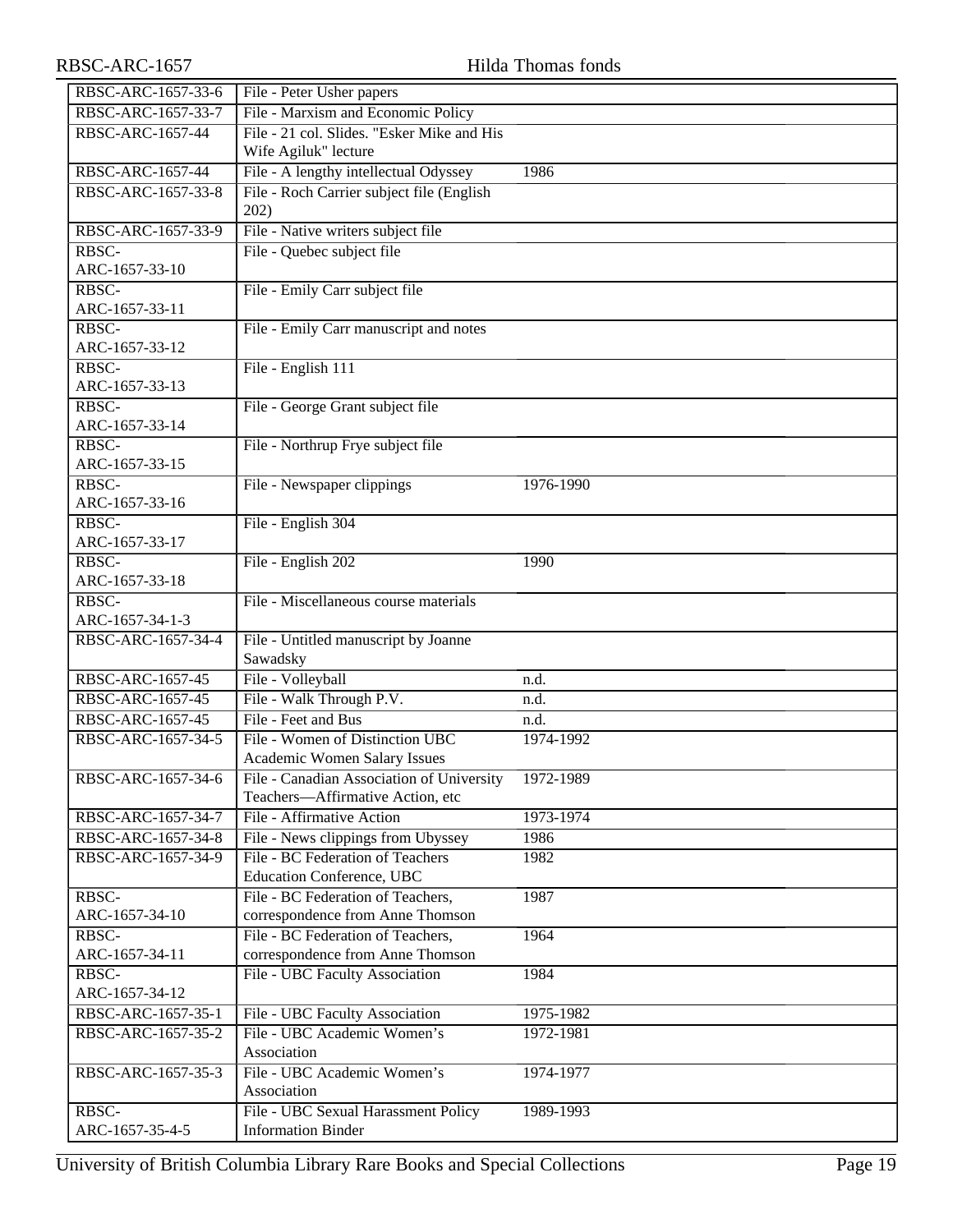| | | |
|---|---|---|
| RBSC-ARC-1657-33-6 | File - Peter Usher papers | |
| RBSC-ARC-1657-33-7 | File - Marxism and Economic Policy | |
| RBSC-ARC-1657-44 | File - 21 col. Slides. "Esker Mike and His Wife Agiluk" lecture | |
| RBSC-ARC-1657-44 | File - A lengthy intellectual Odyssey | 1986 |
| RBSC-ARC-1657-33-8 | File - Roch Carrier subject file (English 202) | |
| RBSC-ARC-1657-33-9 | File - Native writers subject file | |
| RBSC-ARC-1657-33-10 | File - Quebec subject file | |
| RBSC-ARC-1657-33-11 | File - Emily Carr subject file | |
| RBSC-ARC-1657-33-12 | File - Emily Carr manuscript and notes | |
| RBSC-ARC-1657-33-13 | File - English 111 | |
| RBSC-ARC-1657-33-14 | File - George Grant subject file | |
| RBSC-ARC-1657-33-15 | File - Northrup Frye subject file | |
| RBSC-ARC-1657-33-16 | File - Newspaper clippings | 1976-1990 |
| RBSC-ARC-1657-33-17 | File - English 304 | |
| RBSC-ARC-1657-33-18 | File - English 202 | 1990 |
| RBSC-ARC-1657-34-1-3 | File - Miscellaneous course materials | |
| RBSC-ARC-1657-34-4 | File - Untitled manuscript by Joanne Sawadsky | |
| RBSC-ARC-1657-45 | File - Volleyball | n.d. |
| RBSC-ARC-1657-45 | File - Walk Through P.V. | n.d. |
| RBSC-ARC-1657-45 | File - Feet and Bus | n.d. |
| RBSC-ARC-1657-34-5 | File - Women of Distinction UBC Academic Women Salary Issues | 1974-1992 |
| RBSC-ARC-1657-34-6 | File - Canadian Association of University Teachers—Affirmative Action, etc | 1972-1989 |
| RBSC-ARC-1657-34-7 | File - Affirmative Action | 1973-1974 |
| RBSC-ARC-1657-34-8 | File - News clippings from Ubyssey | 1986 |
| RBSC-ARC-1657-34-9 | File - BC Federation of Teachers Education Conference, UBC | 1982 |
| RBSC-ARC-1657-34-10 | File - BC Federation of Teachers, correspondence from Anne Thomson | 1987 |
| RBSC-ARC-1657-34-11 | File - BC Federation of Teachers, correspondence from Anne Thomson | 1964 |
| RBSC-ARC-1657-34-12 | File - UBC Faculty Association | 1984 |
| RBSC-ARC-1657-35-1 | File - UBC Faculty Association | 1975-1982 |
| RBSC-ARC-1657-35-2 | File - UBC Academic Women's Association | 1972-1981 |
| RBSC-ARC-1657-35-3 | File - UBC Academic Women's Association | 1974-1977 |
| RBSC-ARC-1657-35-4-5 | File - UBC Sexual Harassment Policy Information Binder | 1989-1993 |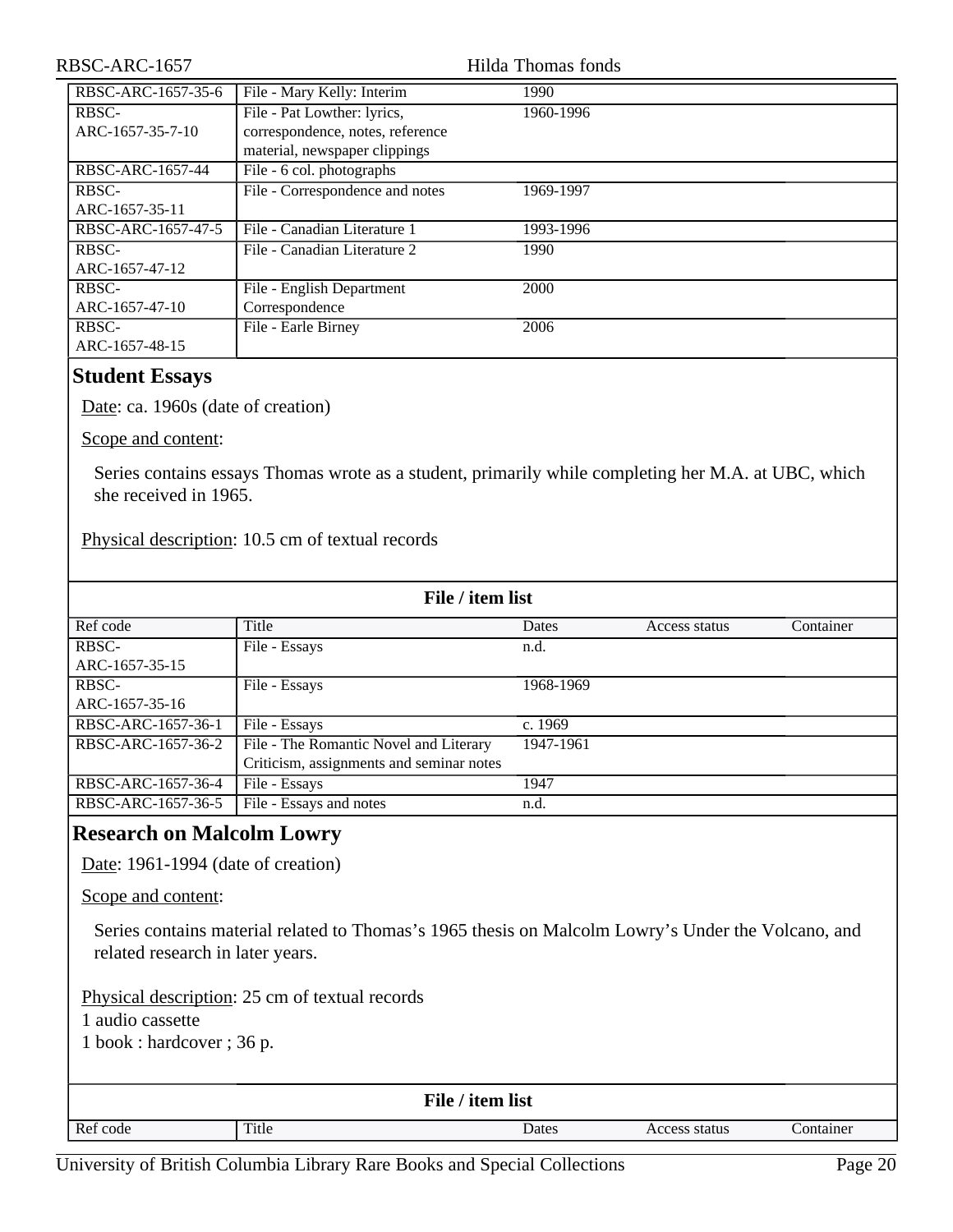| Ref code | Title | Dates | Access status | Container |
|---|---|---|---|---|
| RBSC-ARC-1657-35-6 | File - Mary Kelly: Interim | 1990 | | |
| RBSC-ARC-1657-35-7-10 | File - Pat Lowther: lyrics, correspondence, notes, reference material, newspaper clippings | 1960-1996 | | |
| RBSC-ARC-1657-44 | File - 6 col. photographs | | | |
| RBSC-ARC-1657-35-11 | File - Correspondence and notes | 1969-1997 | | |
| RBSC-ARC-1657-47-5 | File - Canadian Literature 1 | 1993-1996 | | |
| RBSC-ARC-1657-47-12 | File - Canadian Literature 2 | 1990 | | |
| RBSC-ARC-1657-47-10 | File - English Department Correspondence | 2000 | | |
| RBSC-ARC-1657-48-15 | File - Earle Birney | 2006 | | |

## Student Essays

Date: ca. 1960s (date of creation)

Scope and content:

Series contains essays Thomas wrote as a student, primarily while completing her M.A. at UBC, which she received in 1965.

Physical description: 10.5 cm of textual records

**File / item list**

| Ref code | Title | Dates | Access status | Container |
|---|---|---|---|---|
| RBSC-ARC-1657-35-15 | File - Essays | n.d. | | |
| RBSC-ARC-1657-35-16 | File - Essays | 1968-1969 | | |
| RBSC-ARC-1657-36-1 | File - Essays | c. 1969 | | |
| RBSC-ARC-1657-36-2 | File - The Romantic Novel and Literary Criticism, assignments and seminar notes | 1947-1961 | | |
| RBSC-ARC-1657-36-4 | File - Essays | 1947 | | |
| RBSC-ARC-1657-36-5 | File - Essays and notes | n.d. | | |

## Research on Malcolm Lowry

Date: 1961-1994 (date of creation)

Scope and content:

Series contains material related to Thomas's 1965 thesis on Malcolm Lowry's Under the Volcano, and related research in later years.

Physical description: 25 cm of textual records
1 audio cassette
1 book : hardcover ; 36 p.

**File / item list**

| Ref code | Title | Dates | Access status | Container |
|---|---|---|---|---|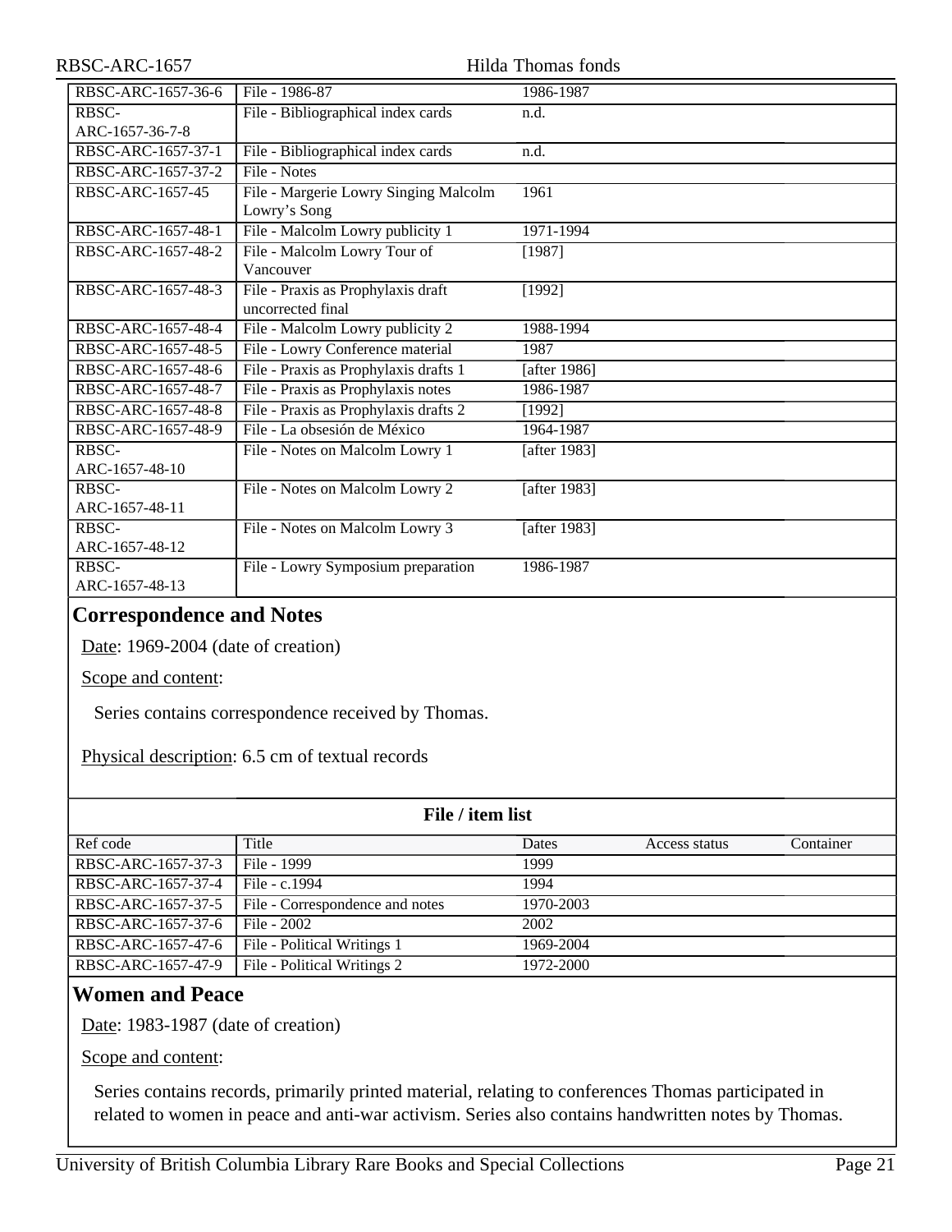| | | | | |
|---|---|---|---|---|
| RBSC-ARC-1657-36-6 | File - 1986-87 | 1986-1987 | | |
| RBSC-ARC-1657-36-7-8 | File - Bibliographical index cards | n.d. | | |
| RBSC-ARC-1657-37-1 | File - Bibliographical index cards | n.d. | | |
| RBSC-ARC-1657-37-2 | File - Notes | | | |
| RBSC-ARC-1657-45 | File - Margerie Lowry Singing Malcolm Lowry's Song | 1961 | | |
| RBSC-ARC-1657-48-1 | File - Malcolm Lowry publicity 1 | 1971-1994 | | |
| RBSC-ARC-1657-48-2 | File - Malcolm Lowry Tour of Vancouver | [1987] | | |
| RBSC-ARC-1657-48-3 | File - Praxis as Prophylaxis draft uncorrected final | [1992] | | |
| RBSC-ARC-1657-48-4 | File - Malcolm Lowry publicity 2 | 1988-1994 | | |
| RBSC-ARC-1657-48-5 | File - Lowry Conference material | 1987 | | |
| RBSC-ARC-1657-48-6 | File - Praxis as Prophylaxis drafts 1 | [after 1986] | | |
| RBSC-ARC-1657-48-7 | File - Praxis as Prophylaxis notes | 1986-1987 | | |
| RBSC-ARC-1657-48-8 | File - Praxis as Prophylaxis drafts 2 | [1992] | | |
| RBSC-ARC-1657-48-9 | File - La obsesión de México | 1964-1987 | | |
| RBSC-ARC-1657-48-10 | File - Notes on Malcolm Lowry 1 | [after 1983] | | |
| RBSC-ARC-1657-48-11 | File - Notes on Malcolm Lowry 2 | [after 1983] | | |
| RBSC-ARC-1657-48-12 | File - Notes on Malcolm Lowry 3 | [after 1983] | | |
| RBSC-ARC-1657-48-13 | File - Lowry Symposium preparation | 1986-1987 | | |

## Correspondence and Notes

Date: 1969-2004 (date of creation)

Scope and content:

Series contains correspondence received by Thomas.

Physical description: 6.5 cm of textual records

**File / item list**

| Ref code | Title | Dates | Access status | Container |
|---|---|---|---|---|
| RBSC-ARC-1657-37-3 | File - 1999 | 1999 | | |
| RBSC-ARC-1657-37-4 | File - c.1994 | 1994 | | |
| RBSC-ARC-1657-37-5 | File - Correspondence and notes | 1970-2003 | | |
| RBSC-ARC-1657-37-6 | File - 2002 | 2002 | | |
| RBSC-ARC-1657-47-6 | File - Political Writings 1 | 1969-2004 | | |
| RBSC-ARC-1657-47-9 | File - Political Writings 2 | 1972-2000 | | |

## Women and Peace

Date: 1983-1987 (date of creation)

Scope and content:

Series contains records, primarily printed material, relating to conferences Thomas participated in related to women in peace and anti-war activism. Series also contains handwritten notes by Thomas.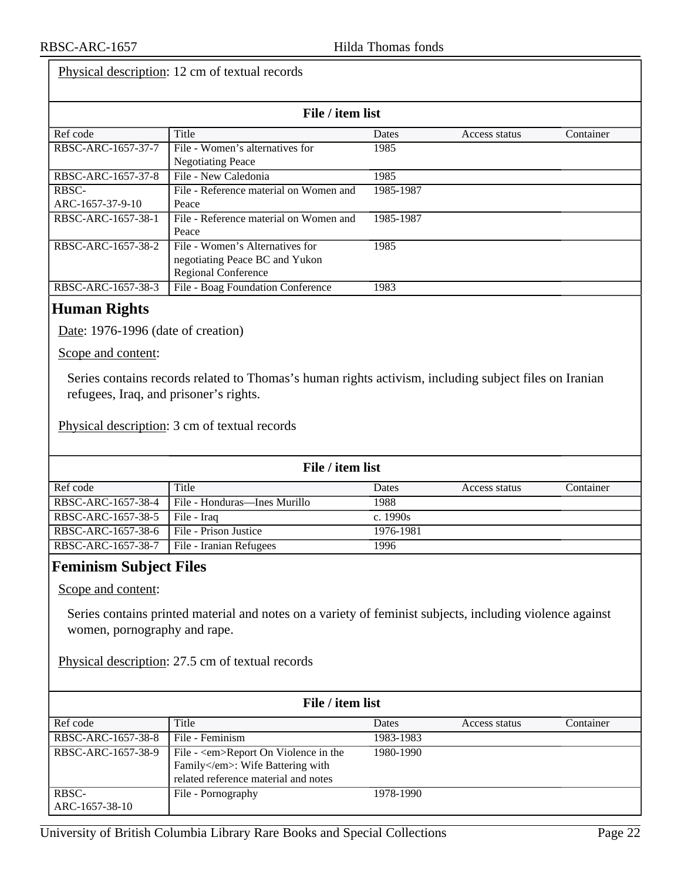Physical description: 12 cm of textual records

**File / item list**

| Ref code | Title | Dates | Access status | Container |
|---|---|---|---|---|
| RBSC-ARC-1657-37-7 | File - Women's alternatives for Negotiating Peace | 1985 | | |
| RBSC-ARC-1657-37-8 | File - New Caledonia | 1985 | | |
| RBSC-ARC-1657-37-9-10 | File - Reference material on Women and Peace | 1985-1987 | | |
| RBSC-ARC-1657-38-1 | File - Reference material on Women and Peace | 1985-1987 | | |
| RBSC-ARC-1657-38-2 | File - Women's Alternatives for negotiating Peace BC and Yukon Regional Conference | 1985 | | |
| RBSC-ARC-1657-38-3 | File - Boag Foundation Conference | 1983 | | |

## Human Rights

Date: 1976-1996 (date of creation)

Scope and content:

Series contains records related to Thomas's human rights activism, including subject files on Iranian refugees, Iraq, and prisoner's rights.

Physical description: 3 cm of textual records

**File / item list**

| Ref code | Title | Dates | Access status | Container |
|---|---|---|---|---|
| RBSC-ARC-1657-38-4 | File - Honduras—Ines Murillo | 1988 | | |
| RBSC-ARC-1657-38-5 | File - Iraq | c. 1990s | | |
| RBSC-ARC-1657-38-6 | File - Prison Justice | 1976-1981 | | |
| RBSC-ARC-1657-38-7 | File - Iranian Refugees | 1996 | | |

## Feminism Subject Files

Scope and content:

Series contains printed material and notes on a variety of feminist subjects, including violence against women, pornography and rape.

Physical description: 27.5 cm of textual records

**File / item list**

| Ref code | Title | Dates | Access status | Container |
|---|---|---|---|---|
| RBSC-ARC-1657-38-8 | File - Feminism | 1983-1983 | | |
| RBSC-ARC-1657-38-9 | File - <em>Report On Violence in the Family</em>: Wife Battering with related reference material and notes | 1980-1990 | | |
| RBSC-ARC-1657-38-10 | File - Pornography | 1978-1990 | | |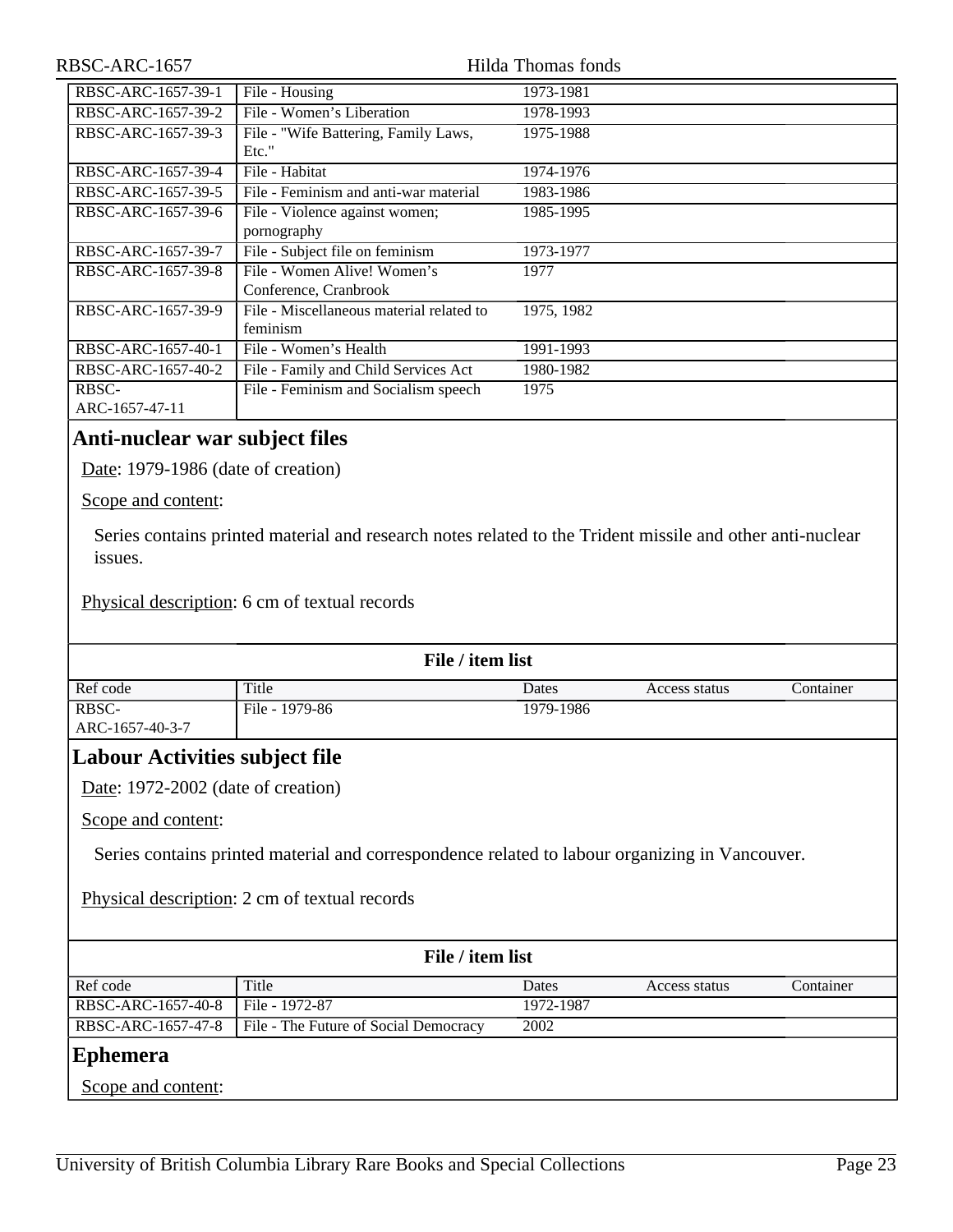| Ref code | Title | Dates | Access status | Container |
|---|---|---|---|---|
| RBSC-ARC-1657-39-1 | File - Housing | 1973-1981 | | |
| RBSC-ARC-1657-39-2 | File - Women's Liberation | 1978-1993 | | |
| RBSC-ARC-1657-39-3 | File - "Wife Battering, Family Laws, Etc." | 1975-1988 | | |
| RBSC-ARC-1657-39-4 | File - Habitat | 1974-1976 | | |
| RBSC-ARC-1657-39-5 | File - Feminism and anti-war material | 1983-1986 | | |
| RBSC-ARC-1657-39-6 | File - Violence against women; pornography | 1985-1995 | | |
| RBSC-ARC-1657-39-7 | File - Subject file on feminism | 1973-1977 | | |
| RBSC-ARC-1657-39-8 | File - Women Alive! Women's Conference, Cranbrook | 1977 | | |
| RBSC-ARC-1657-39-9 | File - Miscellaneous material related to feminism | 1975, 1982 | | |
| RBSC-ARC-1657-40-1 | File - Women's Health | 1991-1993 | | |
| RBSC-ARC-1657-40-2 | File - Family and Child Services Act | 1980-1982 | | |
| RBSC-ARC-1657-47-11 | File - Feminism and Socialism speech | 1975 | | |

## Anti-nuclear war subject files

Date: 1979-1986 (date of creation)

Scope and content:

Series contains printed material and research notes related to the Trident missile and other anti-nuclear issues.

Physical description: 6 cm of textual records

**File / item list**

| Ref code | Title | Dates | Access status | Container |
|---|---|---|---|---|
| RBSC-ARC-1657-40-3-7 | File - 1979-86 | 1979-1986 | | |

## Labour Activities subject file

Date: 1972-2002 (date of creation)

Scope and content:

Series contains printed material and correspondence related to labour organizing in Vancouver.

Physical description: 2 cm of textual records

**File / item list**

| Ref code | Title | Dates | Access status | Container |
|---|---|---|---|---|
| RBSC-ARC-1657-40-8 | File - 1972-87 | 1972-1987 | | |
| RBSC-ARC-1657-47-8 | File - The Future of Social Democracy | 2002 | | |

## Ephemera

Scope and content: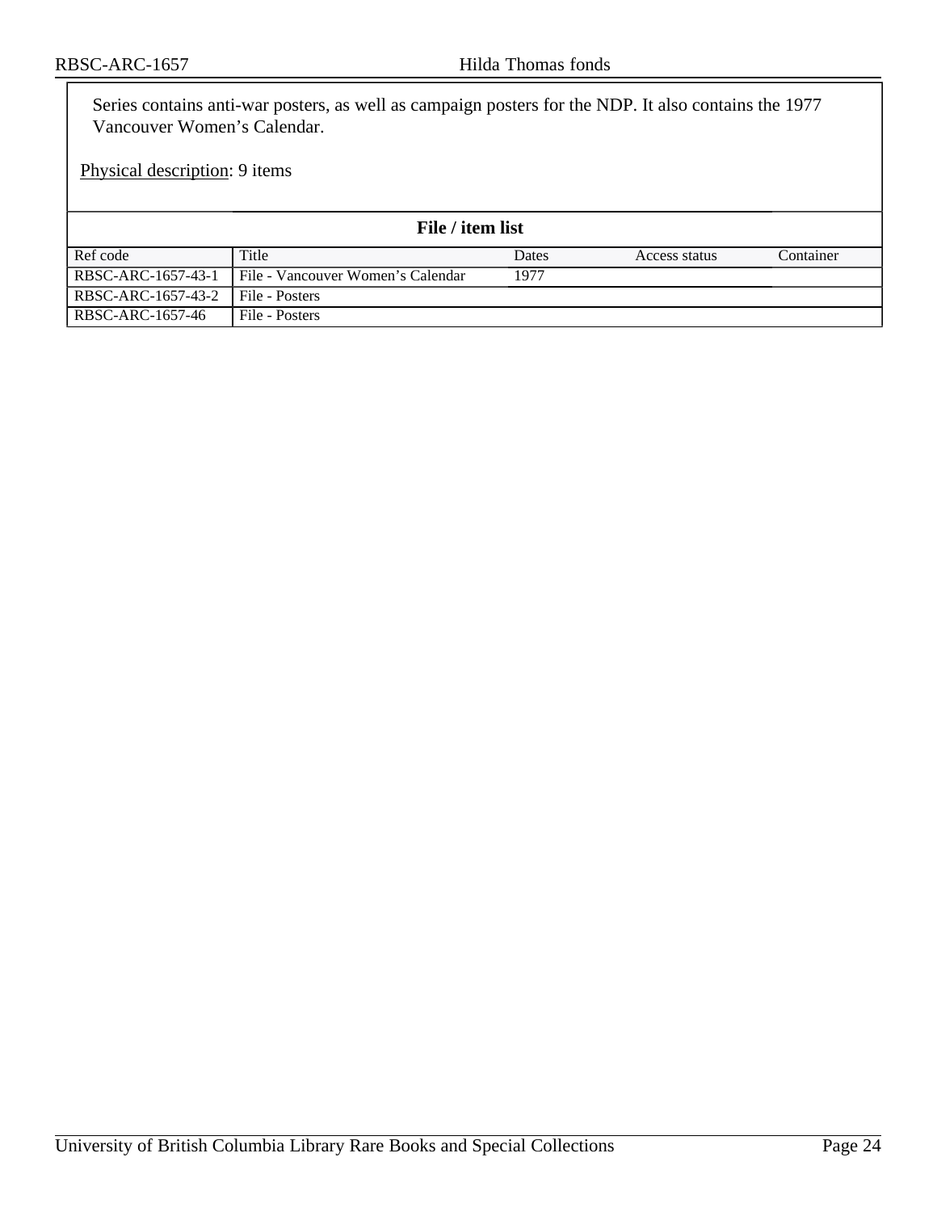Series contains anti-war posters, as well as campaign posters for the NDP. It also contains the 1977 Vancouver Women's Calendar.

Physical description: 9 items

**File / item list**

| Ref code | Title | Dates | Access status | Container |
|---|---|---|---|---|
| RBSC-ARC-1657-43-1 | File - Vancouver Women's Calendar | 1977 | | |
| RBSC-ARC-1657-43-2 | File - Posters | | | |
| RBSC-ARC-1657-46 | File - Posters | | | |